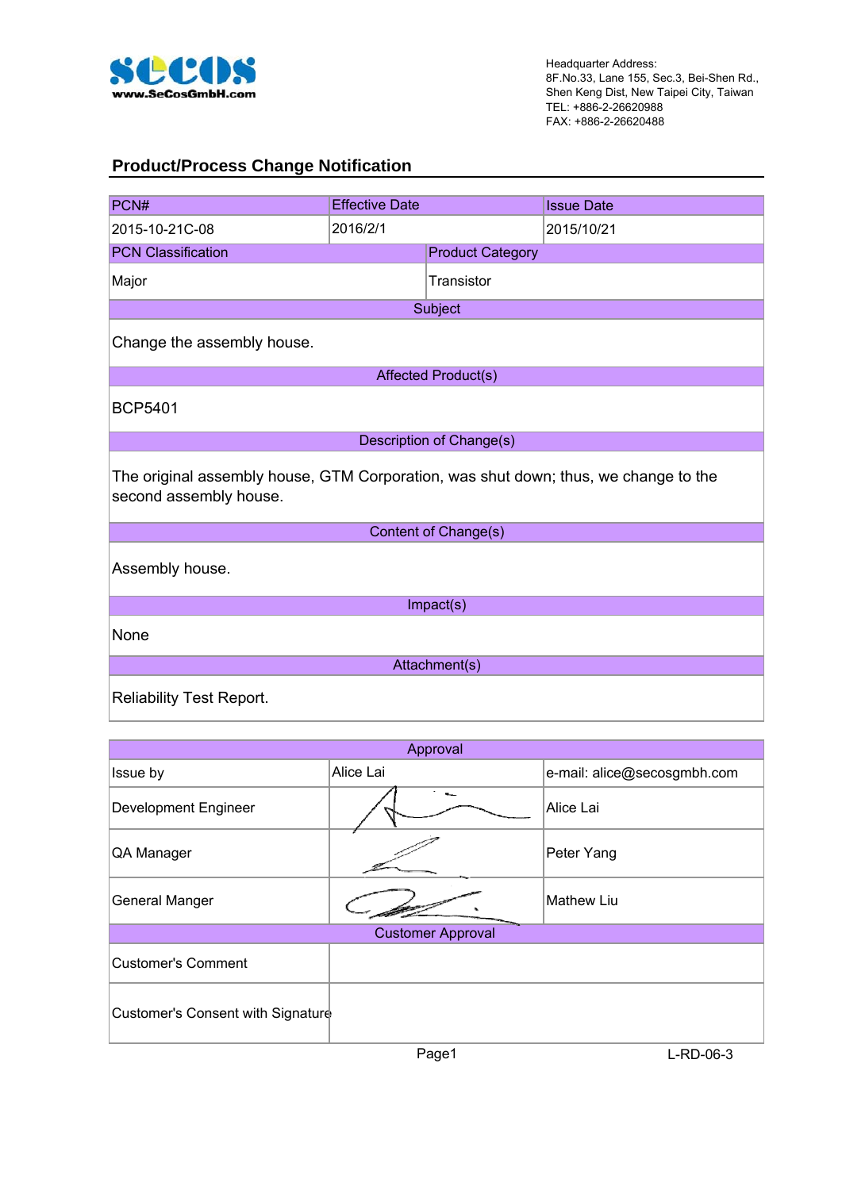www.SeCosGmbH.com

Headquarter Address:
8F.No.33, Lane 155, Sec.3, Bei-Shen Rd.,
Shen Keng Dist, New Taipei City, Taiwan
TEL: +886-2-26620988
FAX: +886-2-26620488

## Product/Process Change Notification

| PCN# | Effective Date | Issue Date |
|---|---|---|
| 2015-10-21C-08 | 2016/2/1 | 2015/10/21 |

| PCN Classification | Product Category |
|---|---|
| Major | Transistor |

**Subject**

Change the assembly house.

**Affected Product(s)**

BCP5401

**Description of Change(s)**

The original assembly house, GTM Corporation, was shut down; thus, we change to the second assembly house.

**Content of Change(s)**

Assembly house.

**Impact(s)**

None

**Attachment(s)**

Reliability Test Report.

| Approval | | |
|---|---|---|
| Issue by | Alice Lai | e-mail: alice@secosgmbh.com |
| Development Engineer | | Alice Lai |
| QA Manager | | Peter Yang |
| General Manger | | Mathew Liu |

| Customer Approval | |
|---|---|
| Customer's Comment | |
| Customer's Consent with Signature | |

L-RD-06-3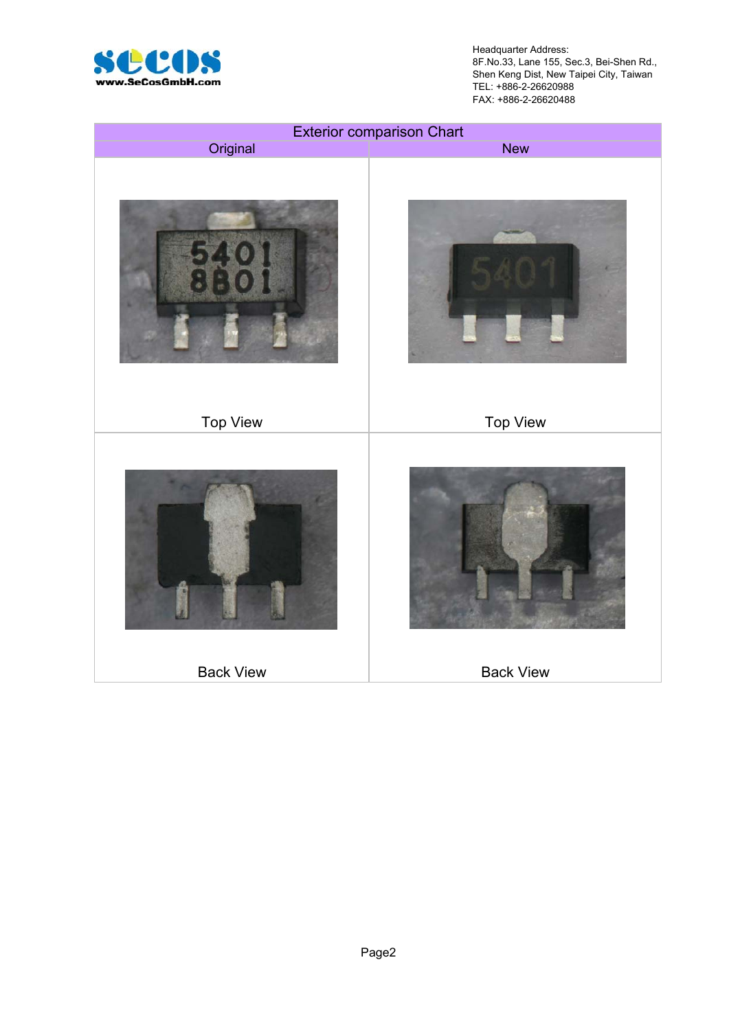Headquarter Address:
8F.No.33, Lane 155, Sec.3, Bei-Shen Rd.,
Shen Keng Dist, New Taipei City, Taiwan
TEL: +886-2-26620988
FAX: +886-2-26620488

| Exterior comparison Chart | |
|---|---|
| Original | New |
| Top View | Top View |
| Back View | Back View |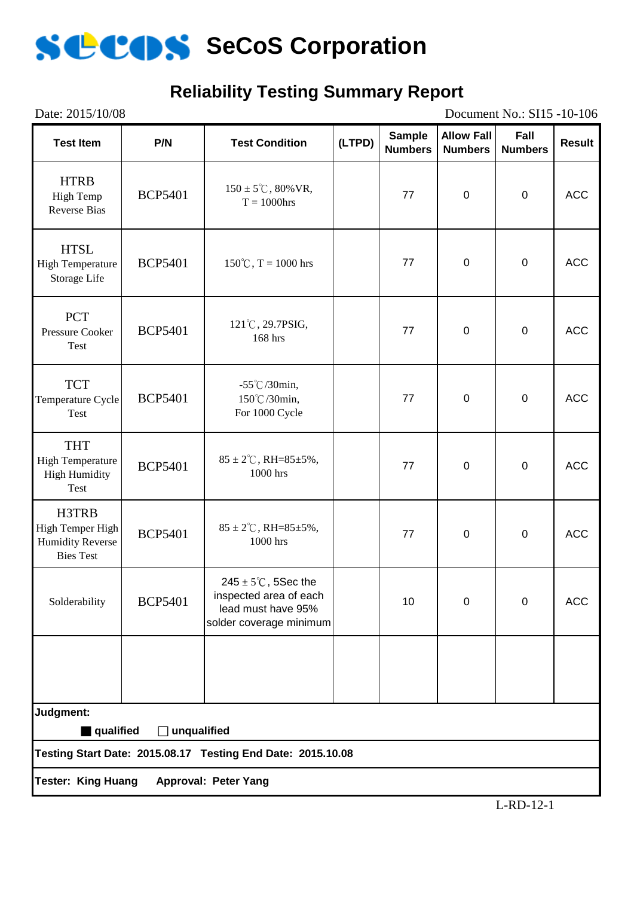# SeCoS Corporation

## Reliability Testing Summary Report

Date: 2015/10/08 Document No.: SI15 -10-106

| Test Item | P/N | Test Condition | (LTPD) | Sample Numbers | Allow Fall Numbers | Fall Numbers | Result |
|---|---|---|---|---|---|---|---|
| HTRB High Temp Reverse Bias | BCP5401 | 150 ± 5℃, 80%VR, T = 1000hrs | | 77 | 0 | 0 | ACC |
| HTSL High Temperature Storage Life | BCP5401 | 150℃, T = 1000 hrs | | 77 | 0 | 0 | ACC |
| PCT Pressure Cooker Test | BCP5401 | 121℃, 29.7PSIG, 168 hrs | | 77 | 0 | 0 | ACC |
| TCT Temperature Cycle Test | BCP5401 | -55℃/30min, 150℃/30min, For 1000 Cycle | | 77 | 0 | 0 | ACC |
| THT High Temperature High Humidity Test | BCP5401 | 85 ± 2℃, RH=85±5%, 1000 hrs | | 77 | 0 | 0 | ACC |
| H3TRB High Temper High Humidity Reverse Bies Test | BCP5401 | 85 ± 2℃, RH=85±5%, 1000 hrs | | 77 | 0 | 0 | ACC |
| Solderability | BCP5401 | 245 ± 5℃, 5Sec the inspected area of each lead must have 95% solder coverage minimum | | 10 | 0 | 0 | ACC |
| | | | | | | | |

**Judgment:**

■ **qualified** ☐ **unqualified**

**Testing Start Date: 2015.08.17 Testing End Date: 2015.10.08**

**Tester: King Huang Approval: Peter Yang**

L-RD-12-1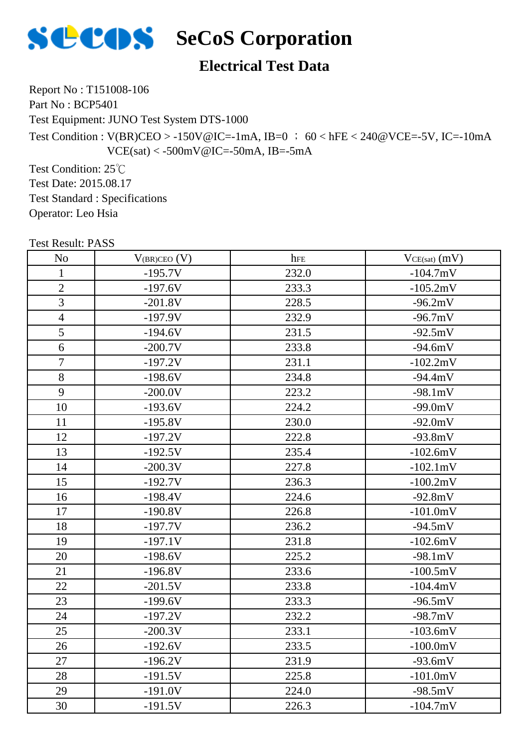# SeCoS Corporation

## Electrical Test Data

Report No : T151008-106

Part No : BCP5401

Test Equipment: JUNO Test System DTS-1000

Test Condition : V(BR)CEO > -150V@IC=-1mA, IB=0 ； 60 < hFE < 240@VCE=-5V, IC=-10mA
VCE(sat) < -500mV@IC=-50mA, IB=-5mA

Test Condition: 25℃

Test Date: 2015.08.17

Test Standard : Specifications

Operator: Leo Hsia

Test Result: PASS

| No | $V_{(BR)CEO}$ (V) | $h_{FE}$ | $V_{CE(sat)}$ (mV) |
|---|---|---|---|
| 1 | -195.7V | 232.0 | -104.7mV |
| 2 | -197.6V | 233.3 | -105.2mV |
| 3 | -201.8V | 228.5 | -96.2mV |
| 4 | -197.9V | 232.9 | -96.7mV |
| 5 | -194.6V | 231.5 | -92.5mV |
| 6 | -200.7V | 233.8 | -94.6mV |
| 7 | -197.2V | 231.1 | -102.2mV |
| 8 | -198.6V | 234.8 | -94.4mV |
| 9 | -200.0V | 223.2 | -98.1mV |
| 10 | -193.6V | 224.2 | -99.0mV |
| 11 | -195.8V | 230.0 | -92.0mV |
| 12 | -197.2V | 222.8 | -93.8mV |
| 13 | -192.5V | 235.4 | -102.6mV |
| 14 | -200.3V | 227.8 | -102.1mV |
| 15 | -192.7V | 236.3 | -100.2mV |
| 16 | -198.4V | 224.6 | -92.8mV |
| 17 | -190.8V | 226.8 | -101.0mV |
| 18 | -197.7V | 236.2 | -94.5mV |
| 19 | -197.1V | 231.8 | -102.6mV |
| 20 | -198.6V | 225.2 | -98.1mV |
| 21 | -196.8V | 233.6 | -100.5mV |
| 22 | -201.5V | 233.8 | -104.4mV |
| 23 | -199.6V | 233.3 | -96.5mV |
| 24 | -197.2V | 232.2 | -98.7mV |
| 25 | -200.3V | 233.1 | -103.6mV |
| 26 | -192.6V | 233.5 | -100.0mV |
| 27 | -196.2V | 231.9 | -93.6mV |
| 28 | -191.5V | 225.8 | -101.0mV |
| 29 | -191.0V | 224.0 | -98.5mV |
| 30 | -191.5V | 226.3 | -104.7mV |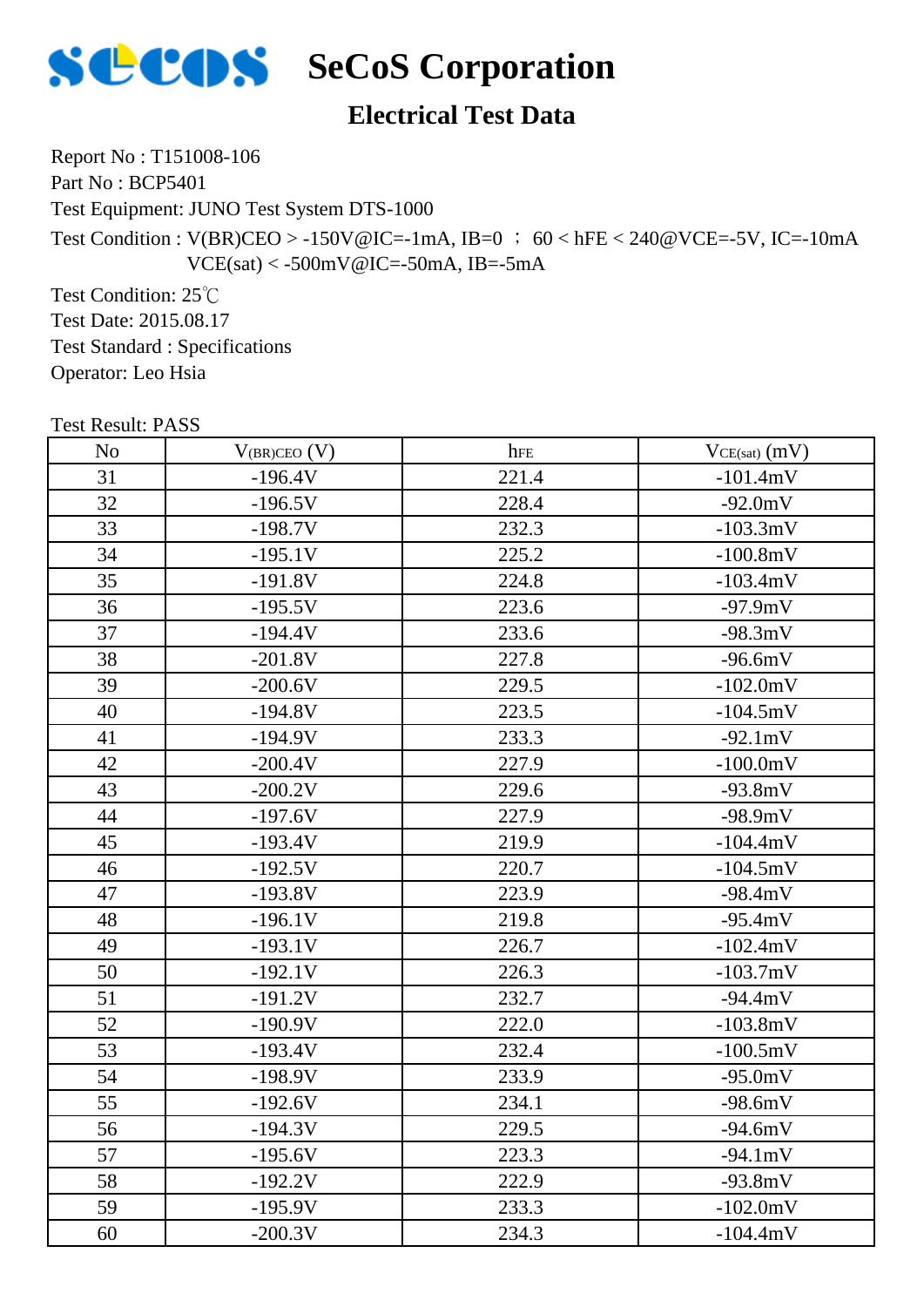# SeCoS Corporation

## Electrical Test Data

Report No : T151008-106

Part No : BCP5401

Test Equipment: JUNO Test System DTS-1000

Test Condition : V(BR)CEO > -150V@IC=-1mA, IB=0 ； 60 < hFE < 240@VCE=-5V, IC=-10mA
VCE(sat) < -500mV@IC=-50mA, IB=-5mA

Test Condition: 25℃

Test Date: 2015.08.17

Test Standard : Specifications

Operator: Leo Hsia

Test Result: PASS

| No | $V_{(BR)CEO}$ (V) | $h_{FE}$ | $V_{CE(sat)}$ (mV) |
|---|---|---|---|
| 31 | -196.4V | 221.4 | -101.4mV |
| 32 | -196.5V | 228.4 | -92.0mV |
| 33 | -198.7V | 232.3 | -103.3mV |
| 34 | -195.1V | 225.2 | -100.8mV |
| 35 | -191.8V | 224.8 | -103.4mV |
| 36 | -195.5V | 223.6 | -97.9mV |
| 37 | -194.4V | 233.6 | -98.3mV |
| 38 | -201.8V | 227.8 | -96.6mV |
| 39 | -200.6V | 229.5 | -102.0mV |
| 40 | -194.8V | 223.5 | -104.5mV |
| 41 | -194.9V | 233.3 | -92.1mV |
| 42 | -200.4V | 227.9 | -100.0mV |
| 43 | -200.2V | 229.6 | -93.8mV |
| 44 | -197.6V | 227.9 | -98.9mV |
| 45 | -193.4V | 219.9 | -104.4mV |
| 46 | -192.5V | 220.7 | -104.5mV |
| 47 | -193.8V | 223.9 | -98.4mV |
| 48 | -196.1V | 219.8 | -95.4mV |
| 49 | -193.1V | 226.7 | -102.4mV |
| 50 | -192.1V | 226.3 | -103.7mV |
| 51 | -191.2V | 232.7 | -94.4mV |
| 52 | -190.9V | 222.0 | -103.8mV |
| 53 | -193.4V | 232.4 | -100.5mV |
| 54 | -198.9V | 233.9 | -95.0mV |
| 55 | -192.6V | 234.1 | -98.6mV |
| 56 | -194.3V | 229.5 | -94.6mV |
| 57 | -195.6V | 223.3 | -94.1mV |
| 58 | -192.2V | 222.9 | -93.8mV |
| 59 | -195.9V | 233.3 | -102.0mV |
| 60 | -200.3V | 234.3 | -104.4mV |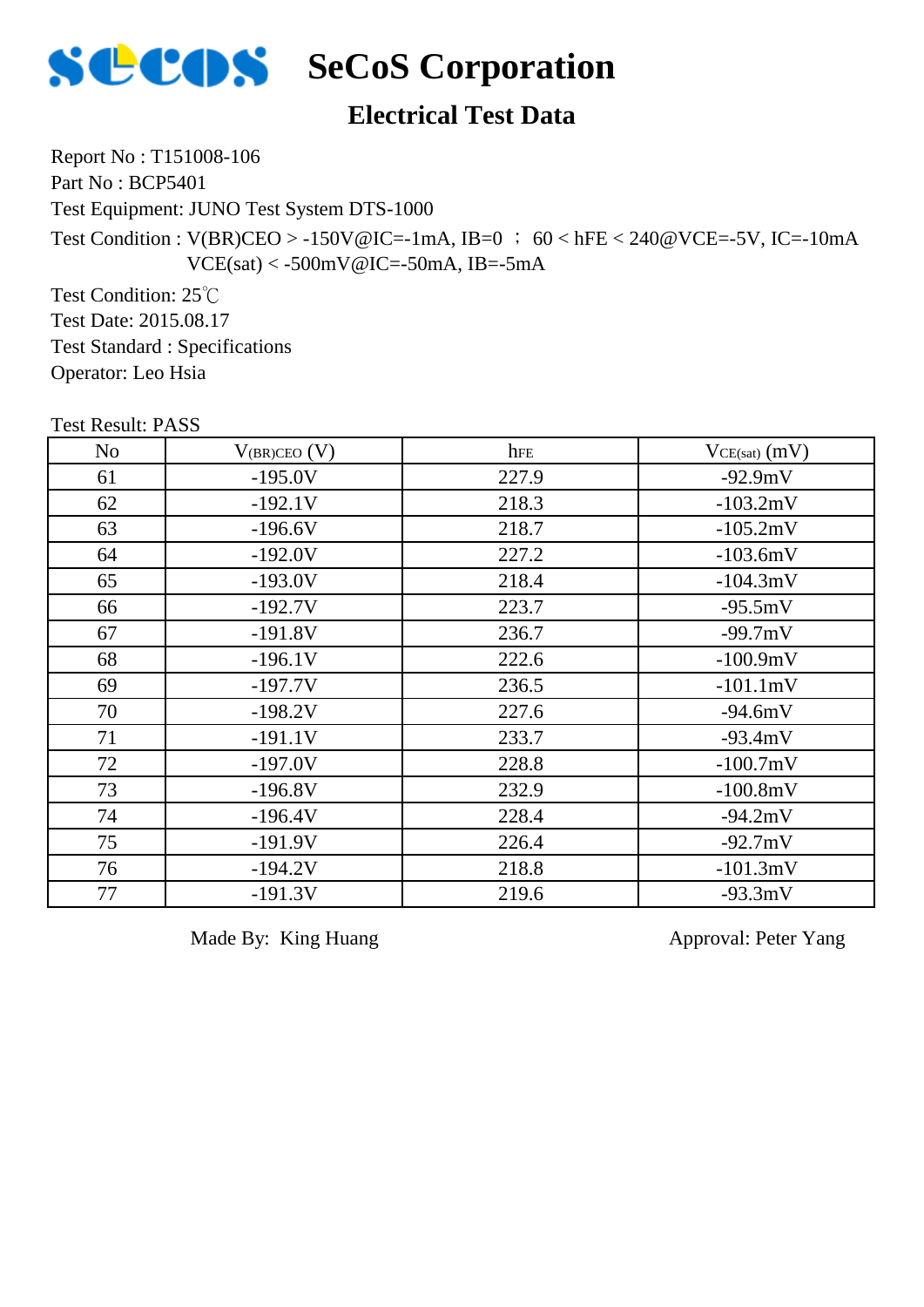# SeCoS Corporation

## Electrical Test Data

Report No : T151008-106

Part No : BCP5401

Test Equipment: JUNO Test System DTS-1000

Test Condition : V(BR)CEO > -150V@IC=-1mA, IB=0 ； 60 < hFE < 240@VCE=-5V, IC=-10mA
VCE(sat) < -500mV@IC=-50mA, IB=-5mA

Test Condition: 25℃

Test Date: 2015.08.17

Test Standard : Specifications

Operator: Leo Hsia

Test Result: PASS

| No | $V_{(BR)CEO}$ (V) | $h_{FE}$ | $V_{CE(sat)}$ (mV) |
|---|---|---|---|
| 61 | -195.0V | 227.9 | -92.9mV |
| 62 | -192.1V | 218.3 | -103.2mV |
| 63 | -196.6V | 218.7 | -105.2mV |
| 64 | -192.0V | 227.2 | -103.6mV |
| 65 | -193.0V | 218.4 | -104.3mV |
| 66 | -192.7V | 223.7 | -95.5mV |
| 67 | -191.8V | 236.7 | -99.7mV |
| 68 | -196.1V | 222.6 | -100.9mV |
| 69 | -197.7V | 236.5 | -101.1mV |
| 70 | -198.2V | 227.6 | -94.6mV |
| 71 | -191.1V | 233.7 | -93.4mV |
| 72 | -197.0V | 228.8 | -100.7mV |
| 73 | -196.8V | 232.9 | -100.8mV |
| 74 | -196.4V | 228.4 | -94.2mV |
| 75 | -191.9V | 226.4 | -92.7mV |
| 76 | -194.2V | 218.8 | -101.3mV |
| 77 | -191.3V | 219.6 | -93.3mV |

Made By: King Huang

Approval: Peter Yang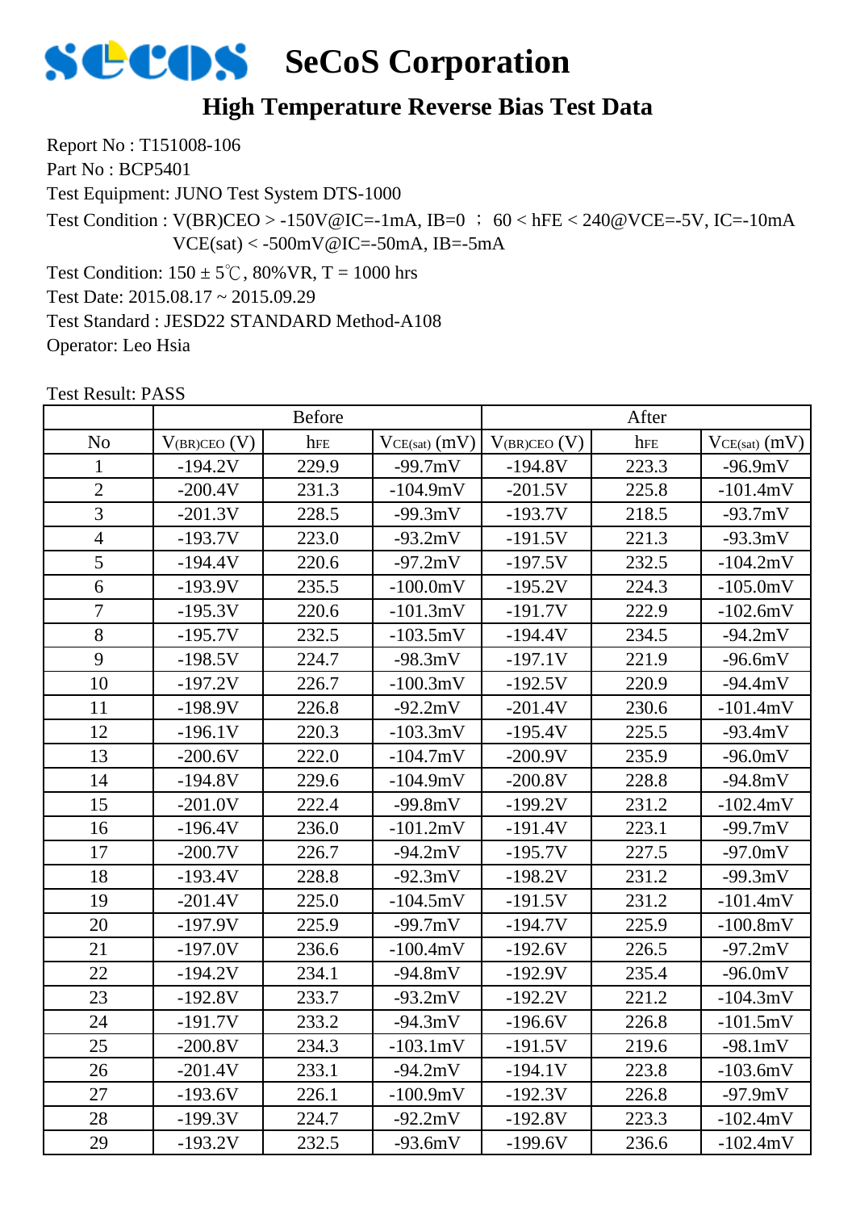# SeCoS Corporation

## High Temperature Reverse Bias Test Data

Report No : T151008-106

Part No : BCP5401

Test Equipment: JUNO Test System DTS-1000

Test Condition : V(BR)CEO > -150V@IC=-1mA, IB=0 ； 60 < hFE < 240@VCE=-5V, IC=-10mA
VCE(sat) < -500mV@IC=-50mA, IB=-5mA

Test Condition: 150 ± 5℃, 80%VR, T = 1000 hrs

Test Date: 2015.08.17 ~ 2015.09.29

Test Standard : JESD22 STANDARD Method-A108

Operator: Leo Hsia

Test Result: PASS

| | Before | | | After | | |
|---|---|---|---|---|---|---|
| No | $V_{(BR)CEO}$ (V) | $h_{FE}$ | $V_{CE(sat)}$ (mV) | $V_{(BR)CEO}$ (V) | $h_{FE}$ | $V_{CE(sat)}$ (mV) |
| 1 | -194.2V | 229.9 | -99.7mV | -194.8V | 223.3 | -96.9mV |
| 2 | -200.4V | 231.3 | -104.9mV | -201.5V | 225.8 | -101.4mV |
| 3 | -201.3V | 228.5 | -99.3mV | -193.7V | 218.5 | -93.7mV |
| 4 | -193.7V | 223.0 | -93.2mV | -191.5V | 221.3 | -93.3mV |
| 5 | -194.4V | 220.6 | -97.2mV | -197.5V | 232.5 | -104.2mV |
| 6 | -193.9V | 235.5 | -100.0mV | -195.2V | 224.3 | -105.0mV |
| 7 | -195.3V | 220.6 | -101.3mV | -191.7V | 222.9 | -102.6mV |
| 8 | -195.7V | 232.5 | -103.5mV | -194.4V | 234.5 | -94.2mV |
| 9 | -198.5V | 224.7 | -98.3mV | -197.1V | 221.9 | -96.6mV |
| 10 | -197.2V | 226.7 | -100.3mV | -192.5V | 220.9 | -94.4mV |
| 11 | -198.9V | 226.8 | -92.2mV | -201.4V | 230.6 | -101.4mV |
| 12 | -196.1V | 220.3 | -103.3mV | -195.4V | 225.5 | -93.4mV |
| 13 | -200.6V | 222.0 | -104.7mV | -200.9V | 235.9 | -96.0mV |
| 14 | -194.8V | 229.6 | -104.9mV | -200.8V | 228.8 | -94.8mV |
| 15 | -201.0V | 222.4 | -99.8mV | -199.2V | 231.2 | -102.4mV |
| 16 | -196.4V | 236.0 | -101.2mV | -191.4V | 223.1 | -99.7mV |
| 17 | -200.7V | 226.7 | -94.2mV | -195.7V | 227.5 | -97.0mV |
| 18 | -193.4V | 228.8 | -92.3mV | -198.2V | 231.2 | -99.3mV |
| 19 | -201.4V | 225.0 | -104.5mV | -191.5V | 231.2 | -101.4mV |
| 20 | -197.9V | 225.9 | -99.7mV | -194.7V | 225.9 | -100.8mV |
| 21 | -197.0V | 236.6 | -100.4mV | -192.6V | 226.5 | -97.2mV |
| 22 | -194.2V | 234.1 | -94.8mV | -192.9V | 235.4 | -96.0mV |
| 23 | -192.8V | 233.7 | -93.2mV | -192.2V | 221.2 | -104.3mV |
| 24 | -191.7V | 233.2 | -94.3mV | -196.6V | 226.8 | -101.5mV |
| 25 | -200.8V | 234.3 | -103.1mV | -191.5V | 219.6 | -98.1mV |
| 26 | -201.4V | 233.1 | -94.2mV | -194.1V | 223.8 | -103.6mV |
| 27 | -193.6V | 226.1 | -100.9mV | -192.3V | 226.8 | -97.9mV |
| 28 | -199.3V | 224.7 | -92.2mV | -192.8V | 223.3 | -102.4mV |
| 29 | -193.2V | 232.5 | -93.6mV | -199.6V | 236.6 | -102.4mV |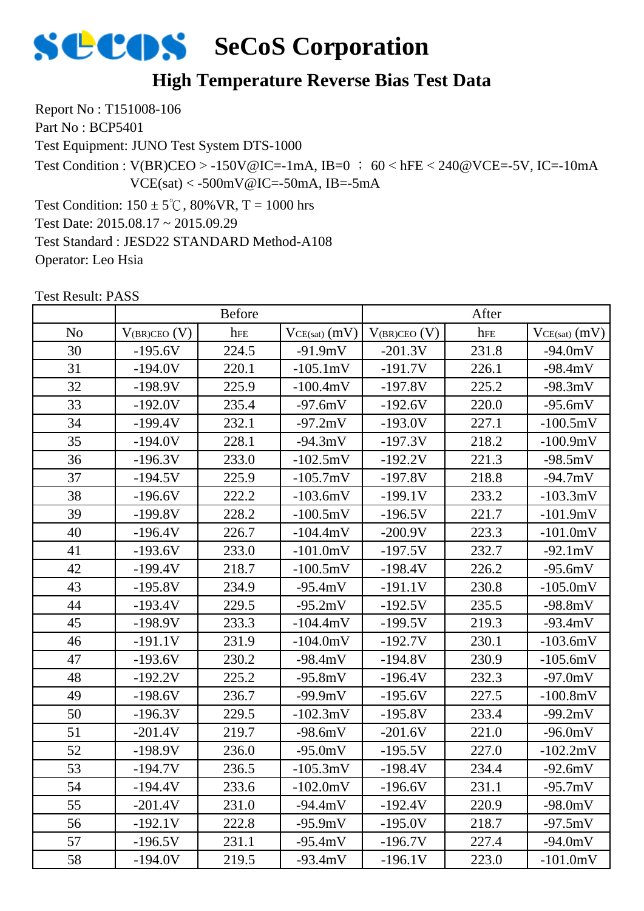# SeCoS Corporation

## High Temperature Reverse Bias Test Data

Report No : T151008-106

Part No : BCP5401

Test Equipment: JUNO Test System DTS-1000

Test Condition : V(BR)CEO > -150V@IC=-1mA, IB=0 ； 60 < hFE < 240@VCE=-5V, IC=-10mA
VCE(sat) < -500mV@IC=-50mA, IB=-5mA

Test Condition: 150 ± 5℃, 80%VR, T = 1000 hrs

Test Date: 2015.08.17 ~ 2015.09.29

Test Standard : JESD22 STANDARD Method-A108

Operator: Leo Hsia

Test Result: PASS

| | Before | | | After | | |
|---|---|---|---|---|---|---|
| No | $V_{(BR)CEO}$ (V) | $h_{FE}$ | $V_{CE(sat)}$ (mV) | $V_{(BR)CEO}$ (V) | $h_{FE}$ | $V_{CE(sat)}$ (mV) |
| 30 | -195.6V | 224.5 | -91.9mV | -201.3V | 231.8 | -94.0mV |
| 31 | -194.0V | 220.1 | -105.1mV | -191.7V | 226.1 | -98.4mV |
| 32 | -198.9V | 225.9 | -100.4mV | -197.8V | 225.2 | -98.3mV |
| 33 | -192.0V | 235.4 | -97.6mV | -192.6V | 220.0 | -95.6mV |
| 34 | -199.4V | 232.1 | -97.2mV | -193.0V | 227.1 | -100.5mV |
| 35 | -194.0V | 228.1 | -94.3mV | -197.3V | 218.2 | -100.9mV |
| 36 | -196.3V | 233.0 | -102.5mV | -192.2V | 221.3 | -98.5mV |
| 37 | -194.5V | 225.9 | -105.7mV | -197.8V | 218.8 | -94.7mV |
| 38 | -196.6V | 222.2 | -103.6mV | -199.1V | 233.2 | -103.3mV |
| 39 | -199.8V | 228.2 | -100.5mV | -196.5V | 221.7 | -101.9mV |
| 40 | -196.4V | 226.7 | -104.4mV | -200.9V | 223.3 | -101.0mV |
| 41 | -193.6V | 233.0 | -101.0mV | -197.5V | 232.7 | -92.1mV |
| 42 | -199.4V | 218.7 | -100.5mV | -198.4V | 226.2 | -95.6mV |
| 43 | -195.8V | 234.9 | -95.4mV | -191.1V | 230.8 | -105.0mV |
| 44 | -193.4V | 229.5 | -95.2mV | -192.5V | 235.5 | -98.8mV |
| 45 | -198.9V | 233.3 | -104.4mV | -199.5V | 219.3 | -93.4mV |
| 46 | -191.1V | 231.9 | -104.0mV | -192.7V | 230.1 | -103.6mV |
| 47 | -193.6V | 230.2 | -98.4mV | -194.8V | 230.9 | -105.6mV |
| 48 | -192.2V | 225.2 | -95.8mV | -196.4V | 232.3 | -97.0mV |
| 49 | -198.6V | 236.7 | -99.9mV | -195.6V | 227.5 | -100.8mV |
| 50 | -196.3V | 229.5 | -102.3mV | -195.8V | 233.4 | -99.2mV |
| 51 | -201.4V | 219.7 | -98.6mV | -201.6V | 221.0 | -96.0mV |
| 52 | -198.9V | 236.0 | -95.0mV | -195.5V | 227.0 | -102.2mV |
| 53 | -194.7V | 236.5 | -105.3mV | -198.4V | 234.4 | -92.6mV |
| 54 | -194.4V | 233.6 | -102.0mV | -196.6V | 231.1 | -95.7mV |
| 55 | -201.4V | 231.0 | -94.4mV | -192.4V | 220.9 | -98.0mV |
| 56 | -192.1V | 222.8 | -95.9mV | -195.0V | 218.7 | -97.5mV |
| 57 | -196.5V | 231.1 | -95.4mV | -196.7V | 227.4 | -94.0mV |
| 58 | -194.0V | 219.5 | -93.4mV | -196.1V | 223.0 | -101.0mV |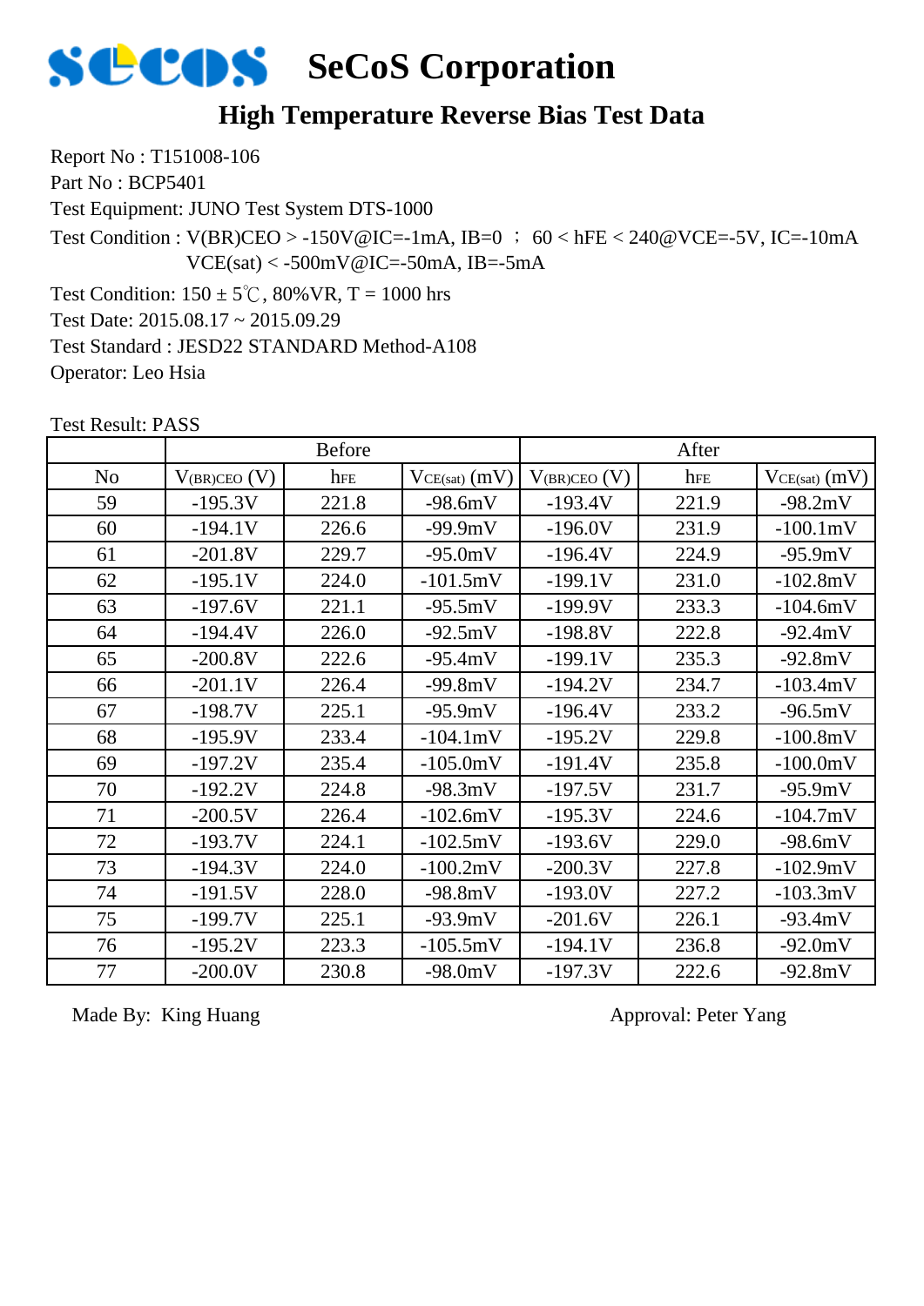# SeCoS Corporation

## High Temperature Reverse Bias Test Data

Report No : T151008-106
Part No : BCP5401
Test Equipment: JUNO Test System DTS-1000
Test Condition : V(BR)CEO > -150V@IC=-1mA, IB=0 ； 60 < hFE < 240@VCE=-5V, IC=-10mA
VCE(sat) < -500mV@IC=-50mA, IB=-5mA
Test Condition: 150 ± 5℃, 80%VR, T = 1000 hrs
Test Date: 2015.08.17 ~ 2015.09.29
Test Standard : JESD22 STANDARD Method-A108
Operator: Leo Hsia

Test Result: PASS

| | Before | | | After | | |
|---|---|---|---|---|---|---|
| No | $V_{(BR)CEO}$ (V) | $h_{FE}$ | $V_{CE(sat)}$ (mV) | $V_{(BR)CEO}$ (V) | $h_{FE}$ | $V_{CE(sat)}$ (mV) |
| 59 | -195.3V | 221.8 | -98.6mV | -193.4V | 221.9 | -98.2mV |
| 60 | -194.1V | 226.6 | -99.9mV | -196.0V | 231.9 | -100.1mV |
| 61 | -201.8V | 229.7 | -95.0mV | -196.4V | 224.9 | -95.9mV |
| 62 | -195.1V | 224.0 | -101.5mV | -199.1V | 231.0 | -102.8mV |
| 63 | -197.6V | 221.1 | -95.5mV | -199.9V | 233.3 | -104.6mV |
| 64 | -194.4V | 226.0 | -92.5mV | -198.8V | 222.8 | -92.4mV |
| 65 | -200.8V | 222.6 | -95.4mV | -199.1V | 235.3 | -92.8mV |
| 66 | -201.1V | 226.4 | -99.8mV | -194.2V | 234.7 | -103.4mV |
| 67 | -198.7V | 225.1 | -95.9mV | -196.4V | 233.2 | -96.5mV |
| 68 | -195.9V | 233.4 | -104.1mV | -195.2V | 229.8 | -100.8mV |
| 69 | -197.2V | 235.4 | -105.0mV | -191.4V | 235.8 | -100.0mV |
| 70 | -192.2V | 224.8 | -98.3mV | -197.5V | 231.7 | -95.9mV |
| 71 | -200.5V | 226.4 | -102.6mV | -195.3V | 224.6 | -104.7mV |
| 72 | -193.7V | 224.1 | -102.5mV | -193.6V | 229.0 | -98.6mV |
| 73 | -194.3V | 224.0 | -100.2mV | -200.3V | 227.8 | -102.9mV |
| 74 | -191.5V | 228.0 | -98.8mV | -193.0V | 227.2 | -103.3mV |
| 75 | -199.7V | 225.1 | -93.9mV | -201.6V | 226.1 | -93.4mV |
| 76 | -195.2V | 223.3 | -105.5mV | -194.1V | 236.8 | -92.0mV |
| 77 | -200.0V | 230.8 | -98.0mV | -197.3V | 222.6 | -92.8mV |

Made By: King Huang

Approval: Peter Yang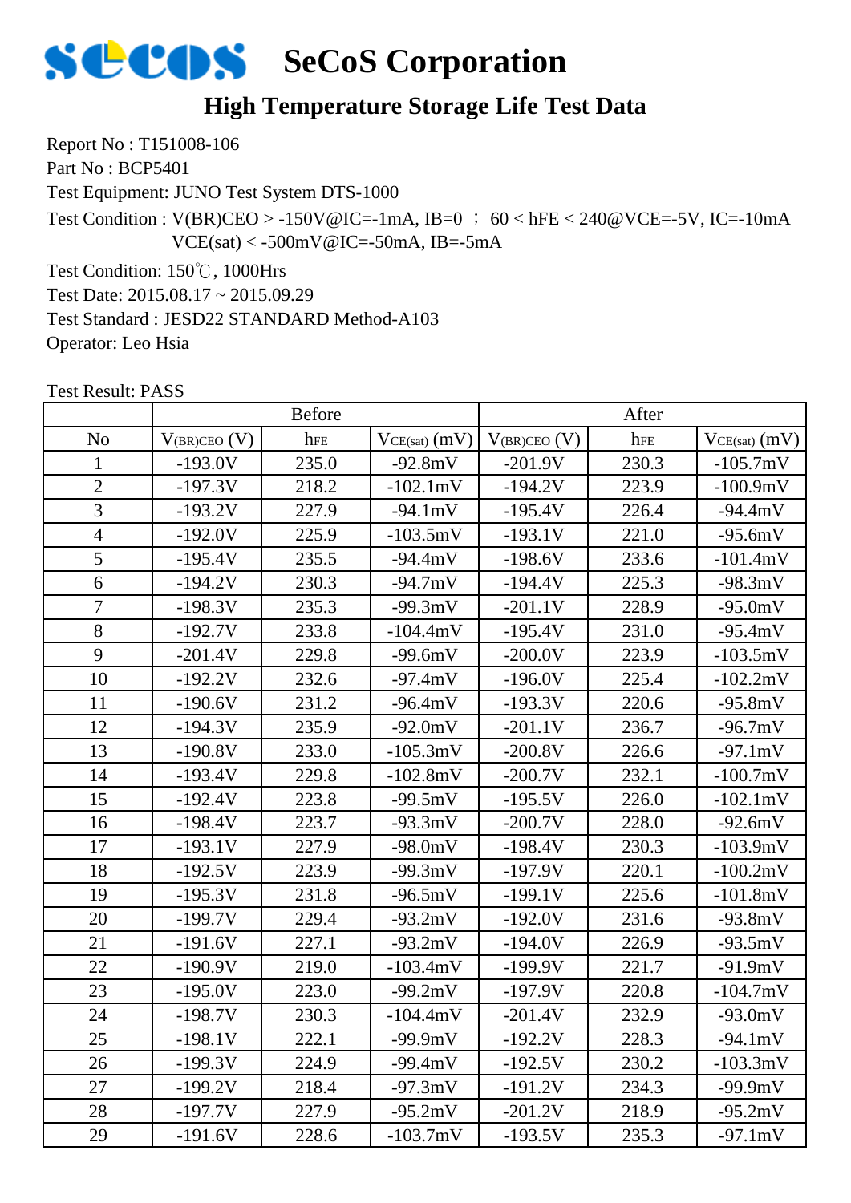# SeCoS Corporation

## High Temperature Storage Life Test Data

Report No : T151008-106

Part No : BCP5401

Test Equipment: JUNO Test System DTS-1000

Test Condition : V(BR)CEO > -150V@IC=-1mA, IB=0 ； 60 < hFE < 240@VCE=-5V, IC=-10mA
VCE(sat) < -500mV@IC=-50mA, IB=-5mA

Test Condition: 150℃, 1000Hrs

Test Date: 2015.08.17 ~ 2015.09.29

Test Standard : JESD22 STANDARD Method-A103

Operator: Leo Hsia

Test Result: PASS

| | Before | | | After | | |
|---|---|---|---|---|---|---|
| No | $V_{(BR)CEO}$ (V) | $h_{FE}$ | $V_{CE(sat)}$ (mV) | $V_{(BR)CEO}$ (V) | $h_{FE}$ | $V_{CE(sat)}$ (mV) |
| 1 | -193.0V | 235.0 | -92.8mV | -201.9V | 230.3 | -105.7mV |
| 2 | -197.3V | 218.2 | -102.1mV | -194.2V | 223.9 | -100.9mV |
| 3 | -193.2V | 227.9 | -94.1mV | -195.4V | 226.4 | -94.4mV |
| 4 | -192.0V | 225.9 | -103.5mV | -193.1V | 221.0 | -95.6mV |
| 5 | -195.4V | 235.5 | -94.4mV | -198.6V | 233.6 | -101.4mV |
| 6 | -194.2V | 230.3 | -94.7mV | -194.4V | 225.3 | -98.3mV |
| 7 | -198.3V | 235.3 | -99.3mV | -201.1V | 228.9 | -95.0mV |
| 8 | -192.7V | 233.8 | -104.4mV | -195.4V | 231.0 | -95.4mV |
| 9 | -201.4V | 229.8 | -99.6mV | -200.0V | 223.9 | -103.5mV |
| 10 | -192.2V | 232.6 | -97.4mV | -196.0V | 225.4 | -102.2mV |
| 11 | -190.6V | 231.2 | -96.4mV | -193.3V | 220.6 | -95.8mV |
| 12 | -194.3V | 235.9 | -92.0mV | -201.1V | 236.7 | -96.7mV |
| 13 | -190.8V | 233.0 | -105.3mV | -200.8V | 226.6 | -97.1mV |
| 14 | -193.4V | 229.8 | -102.8mV | -200.7V | 232.1 | -100.7mV |
| 15 | -192.4V | 223.8 | -99.5mV | -195.5V | 226.0 | -102.1mV |
| 16 | -198.4V | 223.7 | -93.3mV | -200.7V | 228.0 | -92.6mV |
| 17 | -193.1V | 227.9 | -98.0mV | -198.4V | 230.3 | -103.9mV |
| 18 | -192.5V | 223.9 | -99.3mV | -197.9V | 220.1 | -100.2mV |
| 19 | -195.3V | 231.8 | -96.5mV | -199.1V | 225.6 | -101.8mV |
| 20 | -199.7V | 229.4 | -93.2mV | -192.0V | 231.6 | -93.8mV |
| 21 | -191.6V | 227.1 | -93.2mV | -194.0V | 226.9 | -93.5mV |
| 22 | -190.9V | 219.0 | -103.4mV | -199.9V | 221.7 | -91.9mV |
| 23 | -195.0V | 223.0 | -99.2mV | -197.9V | 220.8 | -104.7mV |
| 24 | -198.7V | 230.3 | -104.4mV | -201.4V | 232.9 | -93.0mV |
| 25 | -198.1V | 222.1 | -99.9mV | -192.2V | 228.3 | -94.1mV |
| 26 | -199.3V | 224.9 | -99.4mV | -192.5V | 230.2 | -103.3mV |
| 27 | -199.2V | 218.4 | -97.3mV | -191.2V | 234.3 | -99.9mV |
| 28 | -197.7V | 227.9 | -95.2mV | -201.2V | 218.9 | -95.2mV |
| 29 | -191.6V | 228.6 | -103.7mV | -193.5V | 235.3 | -97.1mV |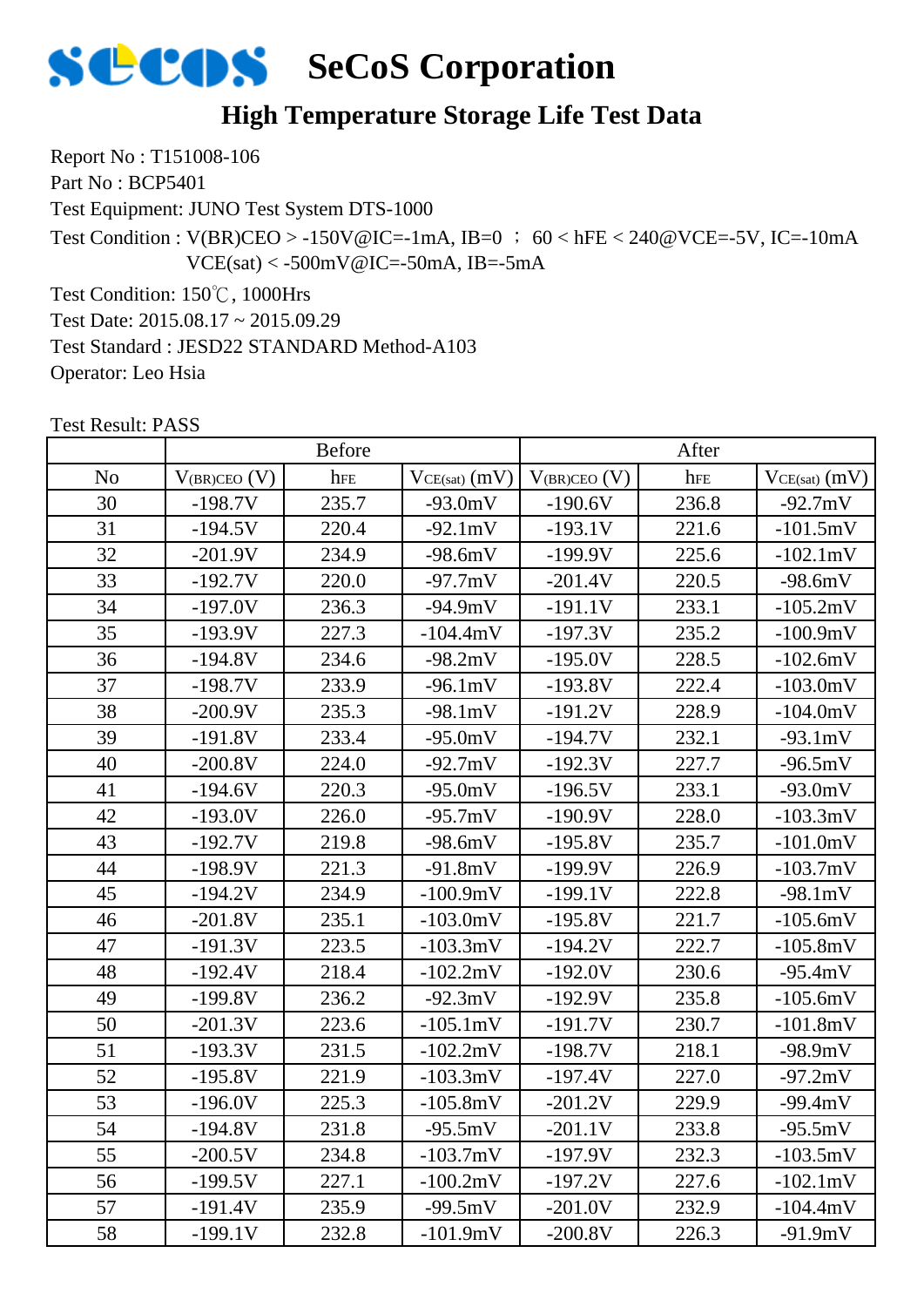# SeCoS Corporation

## High Temperature Storage Life Test Data

Report No : T151008-106

Part No : BCP5401

Test Equipment: JUNO Test System DTS-1000

Test Condition : V(BR)CEO > -150V@IC=-1mA, IB=0 ； 60 < hFE < 240@VCE=-5V, IC=-10mA
VCE(sat) < -500mV@IC=-50mA, IB=-5mA

Test Condition: 150℃, 1000Hrs

Test Date: 2015.08.17 ~ 2015.09.29

Test Standard : JESD22 STANDARD Method-A103

Operator: Leo Hsia

Test Result: PASS

| | Before | | | After | | |
|---|---|---|---|---|---|---|
| No | $V_{(BR)CEO}$ (V) | $h_{FE}$ | $V_{CE(sat)}$ (mV) | $V_{(BR)CEO}$ (V) | $h_{FE}$ | $V_{CE(sat)}$ (mV) |
| 30 | -198.7V | 235.7 | -93.0mV | -190.6V | 236.8 | -92.7mV |
| 31 | -194.5V | 220.4 | -92.1mV | -193.1V | 221.6 | -101.5mV |
| 32 | -201.9V | 234.9 | -98.6mV | -199.9V | 225.6 | -102.1mV |
| 33 | -192.7V | 220.0 | -97.7mV | -201.4V | 220.5 | -98.6mV |
| 34 | -197.0V | 236.3 | -94.9mV | -191.1V | 233.1 | -105.2mV |
| 35 | -193.9V | 227.3 | -104.4mV | -197.3V | 235.2 | -100.9mV |
| 36 | -194.8V | 234.6 | -98.2mV | -195.0V | 228.5 | -102.6mV |
| 37 | -198.7V | 233.9 | -96.1mV | -193.8V | 222.4 | -103.0mV |
| 38 | -200.9V | 235.3 | -98.1mV | -191.2V | 228.9 | -104.0mV |
| 39 | -191.8V | 233.4 | -95.0mV | -194.7V | 232.1 | -93.1mV |
| 40 | -200.8V | 224.0 | -92.7mV | -192.3V | 227.7 | -96.5mV |
| 41 | -194.6V | 220.3 | -95.0mV | -196.5V | 233.1 | -93.0mV |
| 42 | -193.0V | 226.0 | -95.7mV | -190.9V | 228.0 | -103.3mV |
| 43 | -192.7V | 219.8 | -98.6mV | -195.8V | 235.7 | -101.0mV |
| 44 | -198.9V | 221.3 | -91.8mV | -199.9V | 226.9 | -103.7mV |
| 45 | -194.2V | 234.9 | -100.9mV | -199.1V | 222.8 | -98.1mV |
| 46 | -201.8V | 235.1 | -103.0mV | -195.8V | 221.7 | -105.6mV |
| 47 | -191.3V | 223.5 | -103.3mV | -194.2V | 222.7 | -105.8mV |
| 48 | -192.4V | 218.4 | -102.2mV | -192.0V | 230.6 | -95.4mV |
| 49 | -199.8V | 236.2 | -92.3mV | -192.9V | 235.8 | -105.6mV |
| 50 | -201.3V | 223.6 | -105.1mV | -191.7V | 230.7 | -101.8mV |
| 51 | -193.3V | 231.5 | -102.2mV | -198.7V | 218.1 | -98.9mV |
| 52 | -195.8V | 221.9 | -103.3mV | -197.4V | 227.0 | -97.2mV |
| 53 | -196.0V | 225.3 | -105.8mV | -201.2V | 229.9 | -99.4mV |
| 54 | -194.8V | 231.8 | -95.5mV | -201.1V | 233.8 | -95.5mV |
| 55 | -200.5V | 234.8 | -103.7mV | -197.9V | 232.3 | -103.5mV |
| 56 | -199.5V | 227.1 | -100.2mV | -197.2V | 227.6 | -102.1mV |
| 57 | -191.4V | 235.9 | -99.5mV | -201.0V | 232.9 | -104.4mV |
| 58 | -199.1V | 232.8 | -101.9mV | -200.8V | 226.3 | -91.9mV |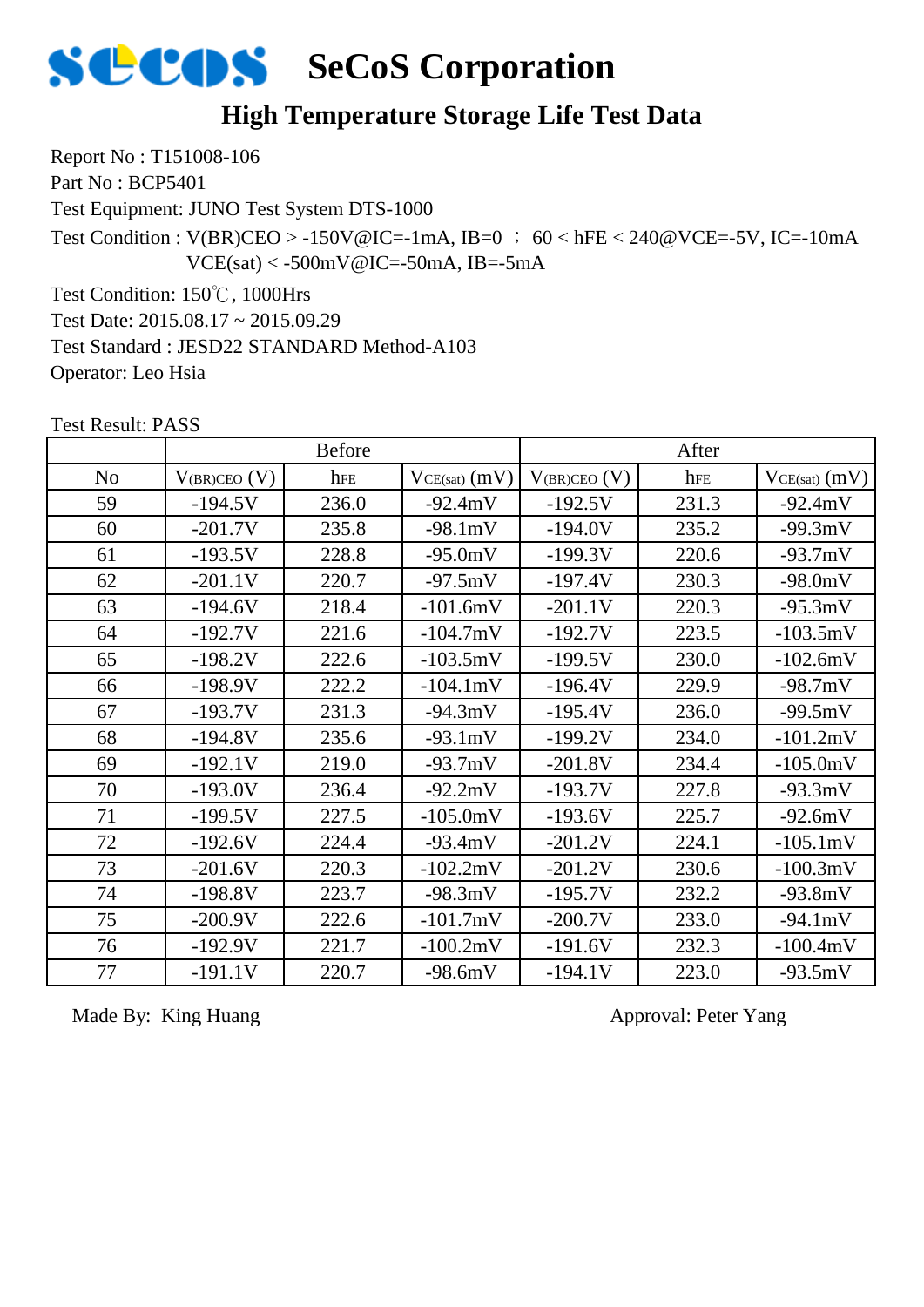# SeCoS Corporation

## High Temperature Storage Life Test Data

Report No : T151008-106

Part No : BCP5401

Test Equipment: JUNO Test System DTS-1000

Test Condition : V(BR)CEO > -150V@IC=-1mA, IB=0 ； 60 < hFE < 240@VCE=-5V, IC=-10mA
VCE(sat) < -500mV@IC=-50mA, IB=-5mA

Test Condition: 150℃, 1000Hrs

Test Date: 2015.08.17 ~ 2015.09.29

Test Standard : JESD22 STANDARD Method-A103

Operator: Leo Hsia

Test Result: PASS

| | Before | | | After | | |
|---|---|---|---|---|---|---|
| No | $V_{(BR)CEO}$ (V) | $h_{FE}$ | $V_{CE(sat)}$ (mV) | $V_{(BR)CEO}$ (V) | $h_{FE}$ | $V_{CE(sat)}$ (mV) |
| 59 | -194.5V | 236.0 | -92.4mV | -192.5V | 231.3 | -92.4mV |
| 60 | -201.7V | 235.8 | -98.1mV | -194.0V | 235.2 | -99.3mV |
| 61 | -193.5V | 228.8 | -95.0mV | -199.3V | 220.6 | -93.7mV |
| 62 | -201.1V | 220.7 | -97.5mV | -197.4V | 230.3 | -98.0mV |
| 63 | -194.6V | 218.4 | -101.6mV | -201.1V | 220.3 | -95.3mV |
| 64 | -192.7V | 221.6 | -104.7mV | -192.7V | 223.5 | -103.5mV |
| 65 | -198.2V | 222.6 | -103.5mV | -199.5V | 230.0 | -102.6mV |
| 66 | -198.9V | 222.2 | -104.1mV | -196.4V | 229.9 | -98.7mV |
| 67 | -193.7V | 231.3 | -94.3mV | -195.4V | 236.0 | -99.5mV |
| 68 | -194.8V | 235.6 | -93.1mV | -199.2V | 234.0 | -101.2mV |
| 69 | -192.1V | 219.0 | -93.7mV | -201.8V | 234.4 | -105.0mV |
| 70 | -193.0V | 236.4 | -92.2mV | -193.7V | 227.8 | -93.3mV |
| 71 | -199.5V | 227.5 | -105.0mV | -193.6V | 225.7 | -92.6mV |
| 72 | -192.6V | 224.4 | -93.4mV | -201.2V | 224.1 | -105.1mV |
| 73 | -201.6V | 220.3 | -102.2mV | -201.2V | 230.6 | -100.3mV |
| 74 | -198.8V | 223.7 | -98.3mV | -195.7V | 232.2 | -93.8mV |
| 75 | -200.9V | 222.6 | -101.7mV | -200.7V | 233.0 | -94.1mV |
| 76 | -192.9V | 221.7 | -100.2mV | -191.6V | 232.3 | -100.4mV |
| 77 | -191.1V | 220.7 | -98.6mV | -194.1V | 223.0 | -93.5mV |

Made By: King Huang

Approval: Peter Yang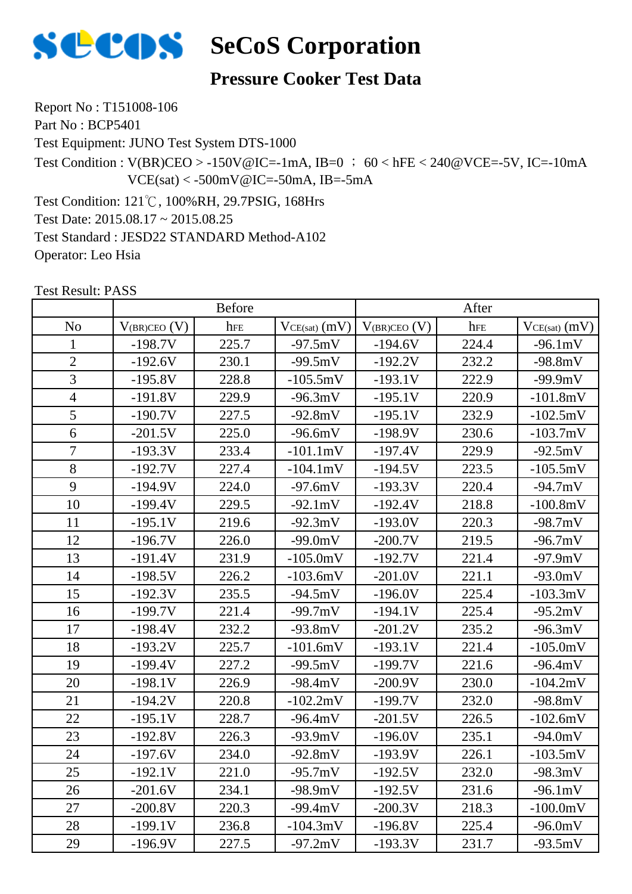# SeCoS Corporation

## Pressure Cooker Test Data

Report No : T151008-106

Part No : BCP5401

Test Equipment: JUNO Test System DTS-1000

Test Condition : V(BR)CEO > -150V@IC=-1mA, IB=0 ； 60 < hFE < 240@VCE=-5V, IC=-10mA
VCE(sat) < -500mV@IC=-50mA, IB=-5mA

Test Condition: 121℃, 100%RH, 29.7PSIG, 168Hrs

Test Date: 2015.08.17 ~ 2015.08.25

Test Standard : JESD22 STANDARD Method-A102

Operator: Leo Hsia

Test Result: PASS

| | Before | | | After | | |
|---|---|---|---|---|---|---|
| No | $V_{(BR)CEO}$ (V) | $h_{FE}$ | $V_{CE(sat)}$ (mV) | $V_{(BR)CEO}$ (V) | $h_{FE}$ | $V_{CE(sat)}$ (mV) |
| 1 | -198.7V | 225.7 | -97.5mV | -194.6V | 224.4 | -96.1mV |
| 2 | -192.6V | 230.1 | -99.5mV | -192.2V | 232.2 | -98.8mV |
| 3 | -195.8V | 228.8 | -105.5mV | -193.1V | 222.9 | -99.9mV |
| 4 | -191.8V | 229.9 | -96.3mV | -195.1V | 220.9 | -101.8mV |
| 5 | -190.7V | 227.5 | -92.8mV | -195.1V | 232.9 | -102.5mV |
| 6 | -201.5V | 225.0 | -96.6mV | -198.9V | 230.6 | -103.7mV |
| 7 | -193.3V | 233.4 | -101.1mV | -197.4V | 229.9 | -92.5mV |
| 8 | -192.7V | 227.4 | -104.1mV | -194.5V | 223.5 | -105.5mV |
| 9 | -194.9V | 224.0 | -97.6mV | -193.3V | 220.4 | -94.7mV |
| 10 | -199.4V | 229.5 | -92.1mV | -192.4V | 218.8 | -100.8mV |
| 11 | -195.1V | 219.6 | -92.3mV | -193.0V | 220.3 | -98.7mV |
| 12 | -196.7V | 226.0 | -99.0mV | -200.7V | 219.5 | -96.7mV |
| 13 | -191.4V | 231.9 | -105.0mV | -192.7V | 221.4 | -97.9mV |
| 14 | -198.5V | 226.2 | -103.6mV | -201.0V | 221.1 | -93.0mV |
| 15 | -192.3V | 235.5 | -94.5mV | -196.0V | 225.4 | -103.3mV |
| 16 | -199.7V | 221.4 | -99.7mV | -194.1V | 225.4 | -95.2mV |
| 17 | -198.4V | 232.2 | -93.8mV | -201.2V | 235.2 | -96.3mV |
| 18 | -193.2V | 225.7 | -101.6mV | -193.1V | 221.4 | -105.0mV |
| 19 | -199.4V | 227.2 | -99.5mV | -199.7V | 221.6 | -96.4mV |
| 20 | -198.1V | 226.9 | -98.4mV | -200.9V | 230.0 | -104.2mV |
| 21 | -194.2V | 220.8 | -102.2mV | -199.7V | 232.0 | -98.8mV |
| 22 | -195.1V | 228.7 | -96.4mV | -201.5V | 226.5 | -102.6mV |
| 23 | -192.8V | 226.3 | -93.9mV | -196.0V | 235.1 | -94.0mV |
| 24 | -197.6V | 234.0 | -92.8mV | -193.9V | 226.1 | -103.5mV |
| 25 | -192.1V | 221.0 | -95.7mV | -192.5V | 232.0 | -98.3mV |
| 26 | -201.6V | 234.1 | -98.9mV | -192.5V | 231.6 | -96.1mV |
| 27 | -200.8V | 220.3 | -99.4mV | -200.3V | 218.3 | -100.0mV |
| 28 | -199.1V | 236.8 | -104.3mV | -196.8V | 225.4 | -96.0mV |
| 29 | -196.9V | 227.5 | -97.2mV | -193.3V | 231.7 | -93.5mV |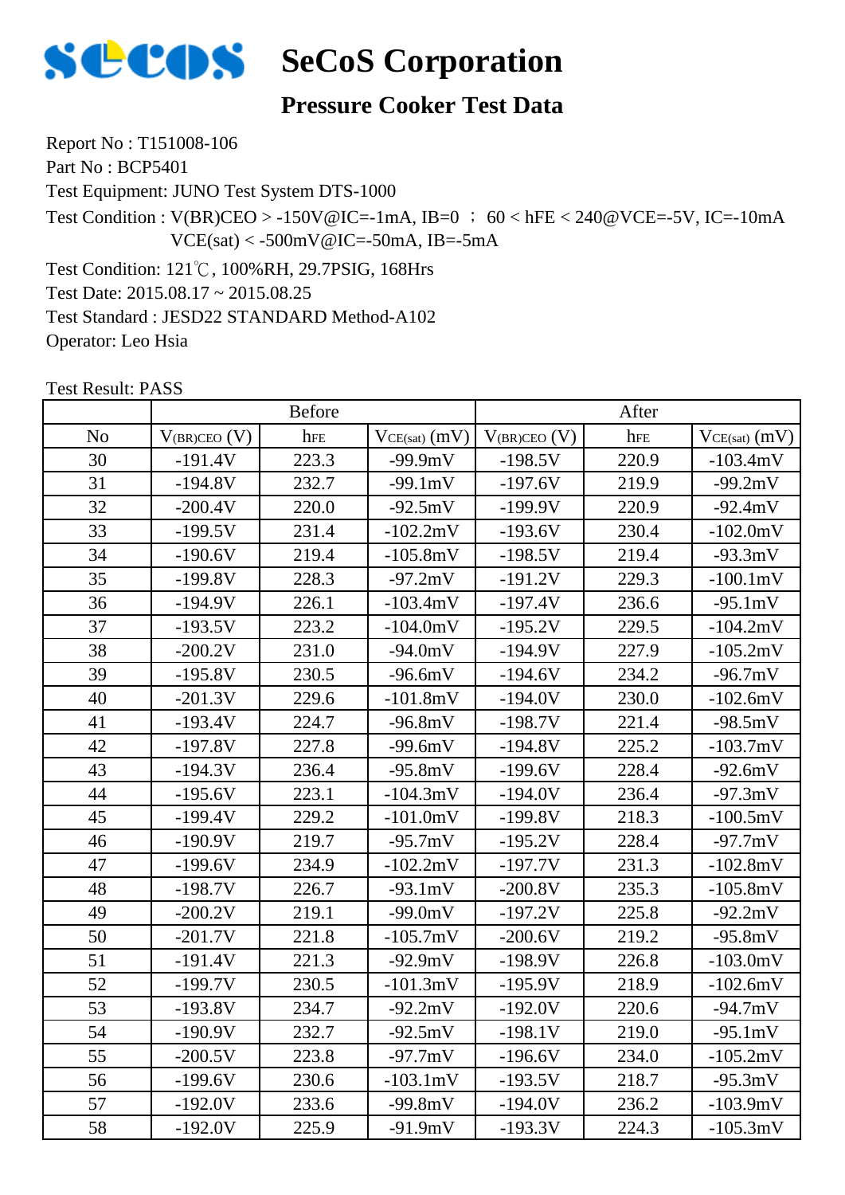# SeCoS Corporation

## Pressure Cooker Test Data

Report No : T151008-106

Part No : BCP5401

Test Equipment: JUNO Test System DTS-1000

Test Condition : $V_{(BR)CEO}$ > -150V@IC=-1mA, IB=0 ； 60 < hFE < 240@VCE=-5V, IC=-10mA
VCE(sat) < -500mV@IC=-50mA, IB=-5mA

Test Condition: 121℃, 100%RH, 29.7PSIG, 168Hrs

Test Date: 2015.08.17 ~ 2015.08.25

Test Standard : JESD22 STANDARD Method-A102

Operator: Leo Hsia

Test Result: PASS

| | Before | | | After | | |
|---|---|---|---|---|---|---|
| No | $V_{(BR)CEO}$ (V) | $h_{FE}$ | $V_{CE(sat)}$ (mV) | $V_{(BR)CEO}$ (V) | $h_{FE}$ | $V_{CE(sat)}$ (mV) |
| 30 | -191.4V | 223.3 | -99.9mV | -198.5V | 220.9 | -103.4mV |
| 31 | -194.8V | 232.7 | -99.1mV | -197.6V | 219.9 | -99.2mV |
| 32 | -200.4V | 220.0 | -92.5mV | -199.9V | 220.9 | -92.4mV |
| 33 | -199.5V | 231.4 | -102.2mV | -193.6V | 230.4 | -102.0mV |
| 34 | -190.6V | 219.4 | -105.8mV | -198.5V | 219.4 | -93.3mV |
| 35 | -199.8V | 228.3 | -97.2mV | -191.2V | 229.3 | -100.1mV |
| 36 | -194.9V | 226.1 | -103.4mV | -197.4V | 236.6 | -95.1mV |
| 37 | -193.5V | 223.2 | -104.0mV | -195.2V | 229.5 | -104.2mV |
| 38 | -200.2V | 231.0 | -94.0mV | -194.9V | 227.9 | -105.2mV |
| 39 | -195.8V | 230.5 | -96.6mV | -194.6V | 234.2 | -96.7mV |
| 40 | -201.3V | 229.6 | -101.8mV | -194.0V | 230.0 | -102.6mV |
| 41 | -193.4V | 224.7 | -96.8mV | -198.7V | 221.4 | -98.5mV |
| 42 | -197.8V | 227.8 | -99.6mV | -194.8V | 225.2 | -103.7mV |
| 43 | -194.3V | 236.4 | -95.8mV | -199.6V | 228.4 | -92.6mV |
| 44 | -195.6V | 223.1 | -104.3mV | -194.0V | 236.4 | -97.3mV |
| 45 | -199.4V | 229.2 | -101.0mV | -199.8V | 218.3 | -100.5mV |
| 46 | -190.9V | 219.7 | -95.7mV | -195.2V | 228.4 | -97.7mV |
| 47 | -199.6V | 234.9 | -102.2mV | -197.7V | 231.3 | -102.8mV |
| 48 | -198.7V | 226.7 | -93.1mV | -200.8V | 235.3 | -105.8mV |
| 49 | -200.2V | 219.1 | -99.0mV | -197.2V | 225.8 | -92.2mV |
| 50 | -201.7V | 221.8 | -105.7mV | -200.6V | 219.2 | -95.8mV |
| 51 | -191.4V | 221.3 | -92.9mV | -198.9V | 226.8 | -103.0mV |
| 52 | -199.7V | 230.5 | -101.3mV | -195.9V | 218.9 | -102.6mV |
| 53 | -193.8V | 234.7 | -92.2mV | -192.0V | 220.6 | -94.7mV |
| 54 | -190.9V | 232.7 | -92.5mV | -198.1V | 219.0 | -95.1mV |
| 55 | -200.5V | 223.8 | -97.7mV | -196.6V | 234.0 | -105.2mV |
| 56 | -199.6V | 230.6 | -103.1mV | -193.5V | 218.7 | -95.3mV |
| 57 | -192.0V | 233.6 | -99.8mV | -194.0V | 236.2 | -103.9mV |
| 58 | -192.0V | 225.9 | -91.9mV | -193.3V | 224.3 | -105.3mV |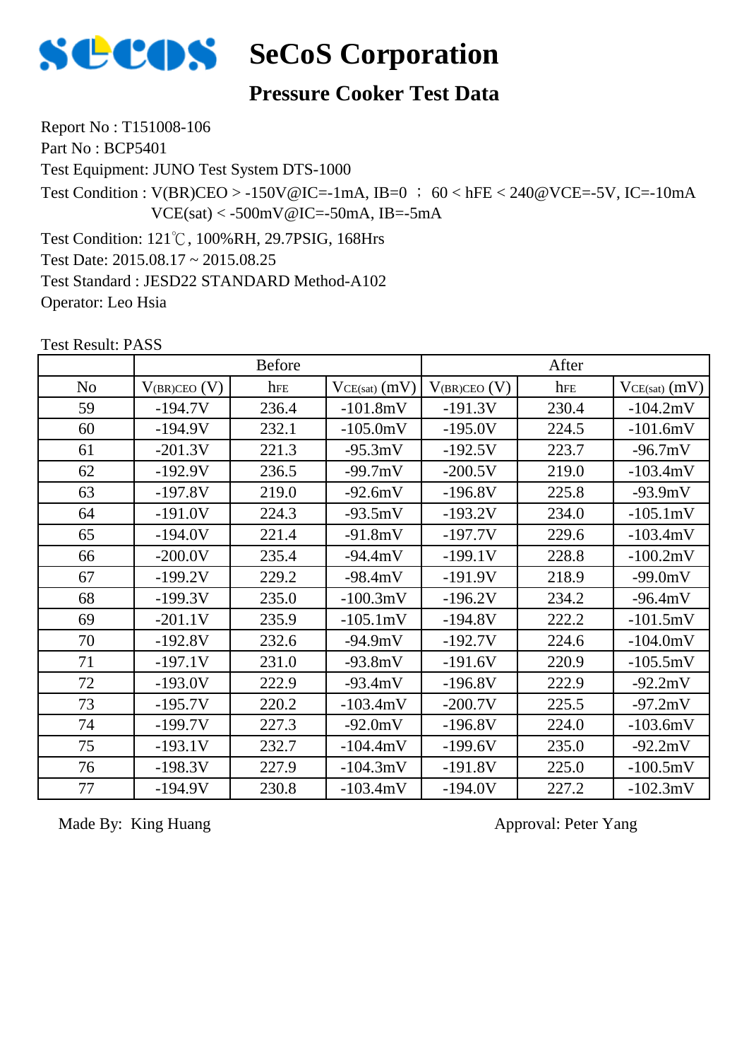# SeCoS Corporation

## Pressure Cooker Test Data

Report No : T151008-106

Part No : BCP5401

Test Equipment: JUNO Test System DTS-1000

Test Condition : V(BR)CEO > -150V@IC=-1mA, IB=0 ； 60 < hFE < 240@VCE=-5V, IC=-10mA
VCE(sat) < -500mV@IC=-50mA, IB=-5mA

Test Condition: 121℃, 100%RH, 29.7PSIG, 168Hrs

Test Date: 2015.08.17 ~ 2015.08.25

Test Standard : JESD22 STANDARD Method-A102

Operator: Leo Hsia

Test Result: PASS

| | Before | | | After | | |
|---|---|---|---|---|---|---|
| No | $V_{(BR)CEO}$ (V) | $h_{FE}$ | $V_{CE(sat)}$ (mV) | $V_{(BR)CEO}$ (V) | $h_{FE}$ | $V_{CE(sat)}$ (mV) |
| 59 | -194.7V | 236.4 | -101.8mV | -191.3V | 230.4 | -104.2mV |
| 60 | -194.9V | 232.1 | -105.0mV | -195.0V | 224.5 | -101.6mV |
| 61 | -201.3V | 221.3 | -95.3mV | -192.5V | 223.7 | -96.7mV |
| 62 | -192.9V | 236.5 | -99.7mV | -200.5V | 219.0 | -103.4mV |
| 63 | -197.8V | 219.0 | -92.6mV | -196.8V | 225.8 | -93.9mV |
| 64 | -191.0V | 224.3 | -93.5mV | -193.2V | 234.0 | -105.1mV |
| 65 | -194.0V | 221.4 | -91.8mV | -197.7V | 229.6 | -103.4mV |
| 66 | -200.0V | 235.4 | -94.4mV | -199.1V | 228.8 | -100.2mV |
| 67 | -199.2V | 229.2 | -98.4mV | -191.9V | 218.9 | -99.0mV |
| 68 | -199.3V | 235.0 | -100.3mV | -196.2V | 234.2 | -96.4mV |
| 69 | -201.1V | 235.9 | -105.1mV | -194.8V | 222.2 | -101.5mV |
| 70 | -192.8V | 232.6 | -94.9mV | -192.7V | 224.6 | -104.0mV |
| 71 | -197.1V | 231.0 | -93.8mV | -191.6V | 220.9 | -105.5mV |
| 72 | -193.0V | 222.9 | -93.4mV | -196.8V | 222.9 | -92.2mV |
| 73 | -195.7V | 220.2 | -103.4mV | -200.7V | 225.5 | -97.2mV |
| 74 | -199.7V | 227.3 | -92.0mV | -196.8V | 224.0 | -103.6mV |
| 75 | -193.1V | 232.7 | -104.4mV | -199.6V | 235.0 | -92.2mV |
| 76 | -198.3V | 227.9 | -104.3mV | -191.8V | 225.0 | -100.5mV |
| 77 | -194.9V | 230.8 | -103.4mV | -194.0V | 227.2 | -102.3mV |

Made By: King Huang

Approval: Peter Yang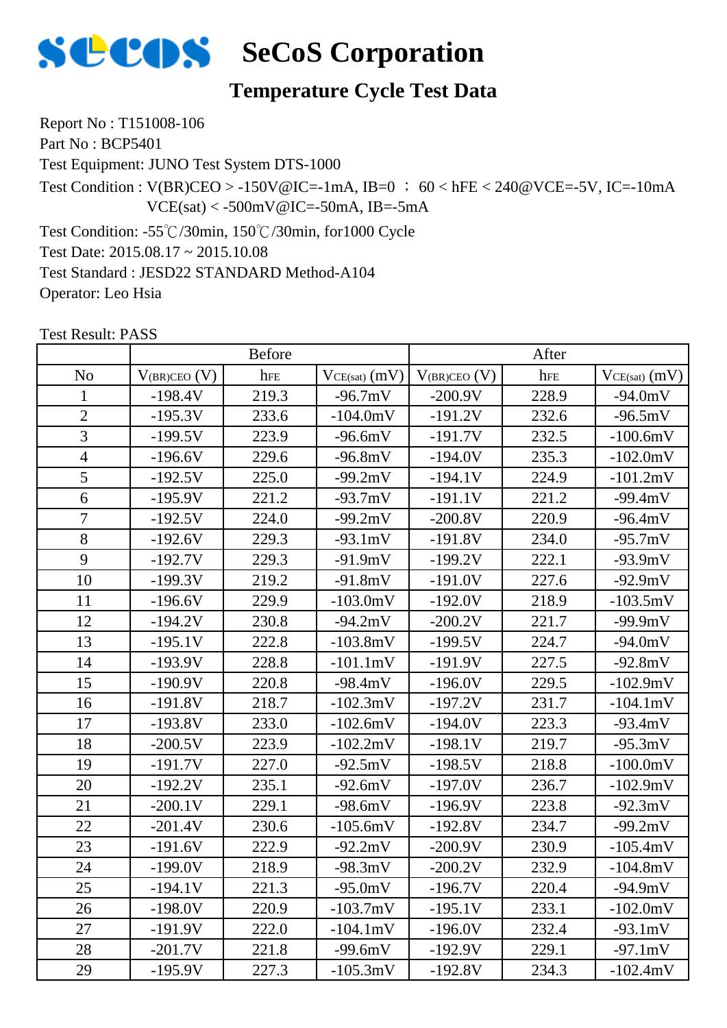# SeCoS Corporation

## Temperature Cycle Test Data

Report No : T151008-106

Part No : BCP5401

Test Equipment: JUNO Test System DTS-1000

Test Condition : V(BR)CEO > -150V@IC=-1mA, IB=0 ； 60 < hFE < 240@VCE=-5V, IC=-10mA
VCE(sat) < -500mV@IC=-50mA, IB=-5mA

Test Condition: -55℃/30min, 150℃/30min, for1000 Cycle

Test Date: 2015.08.17 ~ 2015.10.08

Test Standard : JESD22 STANDARD Method-A104

Operator: Leo Hsia

Test Result: PASS

| | Before | | | After | | |
|---|---|---|---|---|---|---|
| No | $V_{(BR)CEO}$ (V) | $h_{FE}$ | $V_{CE(sat)}$ (mV) | $V_{(BR)CEO}$ (V) | $h_{FE}$ | $V_{CE(sat)}$ (mV) |
| 1 | -198.4V | 219.3 | -96.7mV | -200.9V | 228.9 | -94.0mV |
| 2 | -195.3V | 233.6 | -104.0mV | -191.2V | 232.6 | -96.5mV |
| 3 | -199.5V | 223.9 | -96.6mV | -191.7V | 232.5 | -100.6mV |
| 4 | -196.6V | 229.6 | -96.8mV | -194.0V | 235.3 | -102.0mV |
| 5 | -192.5V | 225.0 | -99.2mV | -194.1V | 224.9 | -101.2mV |
| 6 | -195.9V | 221.2 | -93.7mV | -191.1V | 221.2 | -99.4mV |
| 7 | -192.5V | 224.0 | -99.2mV | -200.8V | 220.9 | -96.4mV |
| 8 | -192.6V | 229.3 | -93.1mV | -191.8V | 234.0 | -95.7mV |
| 9 | -192.7V | 229.3 | -91.9mV | -199.2V | 222.1 | -93.9mV |
| 10 | -199.3V | 219.2 | -91.8mV | -191.0V | 227.6 | -92.9mV |
| 11 | -196.6V | 229.9 | -103.0mV | -192.0V | 218.9 | -103.5mV |
| 12 | -194.2V | 230.8 | -94.2mV | -200.2V | 221.7 | -99.9mV |
| 13 | -195.1V | 222.8 | -103.8mV | -199.5V | 224.7 | -94.0mV |
| 14 | -193.9V | 228.8 | -101.1mV | -191.9V | 227.5 | -92.8mV |
| 15 | -190.9V | 220.8 | -98.4mV | -196.0V | 229.5 | -102.9mV |
| 16 | -191.8V | 218.7 | -102.3mV | -197.2V | 231.7 | -104.1mV |
| 17 | -193.8V | 233.0 | -102.6mV | -194.0V | 223.3 | -93.4mV |
| 18 | -200.5V | 223.9 | -102.2mV | -198.1V | 219.7 | -95.3mV |
| 19 | -191.7V | 227.0 | -92.5mV | -198.5V | 218.8 | -100.0mV |
| 20 | -192.2V | 235.1 | -92.6mV | -197.0V | 236.7 | -102.9mV |
| 21 | -200.1V | 229.1 | -98.6mV | -196.9V | 223.8 | -92.3mV |
| 22 | -201.4V | 230.6 | -105.6mV | -192.8V | 234.7 | -99.2mV |
| 23 | -191.6V | 222.9 | -92.2mV | -200.9V | 230.9 | -105.4mV |
| 24 | -199.0V | 218.9 | -98.3mV | -200.2V | 232.9 | -104.8mV |
| 25 | -194.1V | 221.3 | -95.0mV | -196.7V | 220.4 | -94.9mV |
| 26 | -198.0V | 220.9 | -103.7mV | -195.1V | 233.1 | -102.0mV |
| 27 | -191.9V | 222.0 | -104.1mV | -196.0V | 232.4 | -93.1mV |
| 28 | -201.7V | 221.8 | -99.6mV | -192.9V | 229.1 | -97.1mV |
| 29 | -195.9V | 227.3 | -105.3mV | -192.8V | 234.3 | -102.4mV |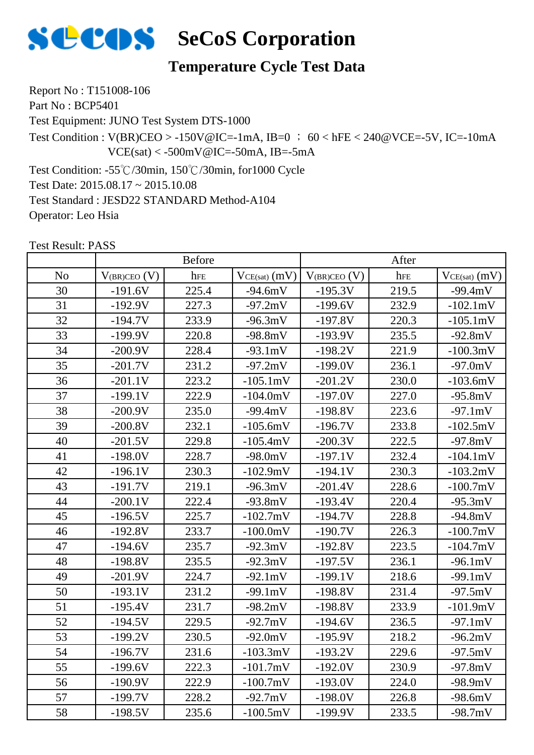# SeCoS Corporation

## Temperature Cycle Test Data

Report No : T151008-106

Part No : BCP5401

Test Equipment: JUNO Test System DTS-1000

Test Condition : V(BR)CEO > -150V@IC=-1mA, IB=0 ； 60 < hFE < 240@VCE=-5V, IC=-10mA
VCE(sat) < -500mV@IC=-50mA, IB=-5mA

Test Condition: -55℃/30min, 150℃/30min, for1000 Cycle

Test Date: 2015.08.17 ~ 2015.10.08

Test Standard : JESD22 STANDARD Method-A104

Operator: Leo Hsia

Test Result: PASS

| | Before | | | After | | |
|---|---|---|---|---|---|---|
| No | $V_{(BR)CEO}$ (V) | $h_{FE}$ | $V_{CE(sat)}$ (mV) | $V_{(BR)CEO}$ (V) | $h_{FE}$ | $V_{CE(sat)}$ (mV) |
| 30 | -191.6V | 225.4 | -94.6mV | -195.3V | 219.5 | -99.4mV |
| 31 | -192.9V | 227.3 | -97.2mV | -199.6V | 232.9 | -102.1mV |
| 32 | -194.7V | 233.9 | -96.3mV | -197.8V | 220.3 | -105.1mV |
| 33 | -199.9V | 220.8 | -98.8mV | -193.9V | 235.5 | -92.8mV |
| 34 | -200.9V | 228.4 | -93.1mV | -198.2V | 221.9 | -100.3mV |
| 35 | -201.7V | 231.2 | -97.2mV | -199.0V | 236.1 | -97.0mV |
| 36 | -201.1V | 223.2 | -105.1mV | -201.2V | 230.0 | -103.6mV |
| 37 | -199.1V | 222.9 | -104.0mV | -197.0V | 227.0 | -95.8mV |
| 38 | -200.9V | 235.0 | -99.4mV | -198.8V | 223.6 | -97.1mV |
| 39 | -200.8V | 232.1 | -105.6mV | -196.7V | 233.8 | -102.5mV |
| 40 | -201.5V | 229.8 | -105.4mV | -200.3V | 222.5 | -97.8mV |
| 41 | -198.0V | 228.7 | -98.0mV | -197.1V | 232.4 | -104.1mV |
| 42 | -196.1V | 230.3 | -102.9mV | -194.1V | 230.3 | -103.2mV |
| 43 | -191.7V | 219.1 | -96.3mV | -201.4V | 228.6 | -100.7mV |
| 44 | -200.1V | 222.4 | -93.8mV | -193.4V | 220.4 | -95.3mV |
| 45 | -196.5V | 225.7 | -102.7mV | -194.7V | 228.8 | -94.8mV |
| 46 | -192.8V | 233.7 | -100.0mV | -190.7V | 226.3 | -100.7mV |
| 47 | -194.6V | 235.7 | -92.3mV | -192.8V | 223.5 | -104.7mV |
| 48 | -198.8V | 235.5 | -92.3mV | -197.5V | 236.1 | -96.1mV |
| 49 | -201.9V | 224.7 | -92.1mV | -199.1V | 218.6 | -99.1mV |
| 50 | -193.1V | 231.2 | -99.1mV | -198.8V | 231.4 | -97.5mV |
| 51 | -195.4V | 231.7 | -98.2mV | -198.8V | 233.9 | -101.9mV |
| 52 | -194.5V | 229.5 | -92.7mV | -194.6V | 236.5 | -97.1mV |
| 53 | -199.2V | 230.5 | -92.0mV | -195.9V | 218.2 | -96.2mV |
| 54 | -196.7V | 231.6 | -103.3mV | -193.2V | 229.6 | -97.5mV |
| 55 | -199.6V | 222.3 | -101.7mV | -192.0V | 230.9 | -97.8mV |
| 56 | -190.9V | 222.9 | -100.7mV | -193.0V | 224.0 | -98.9mV |
| 57 | -199.7V | 228.2 | -92.7mV | -198.0V | 226.8 | -98.6mV |
| 58 | -198.5V | 235.6 | -100.5mV | -199.9V | 233.5 | -98.7mV |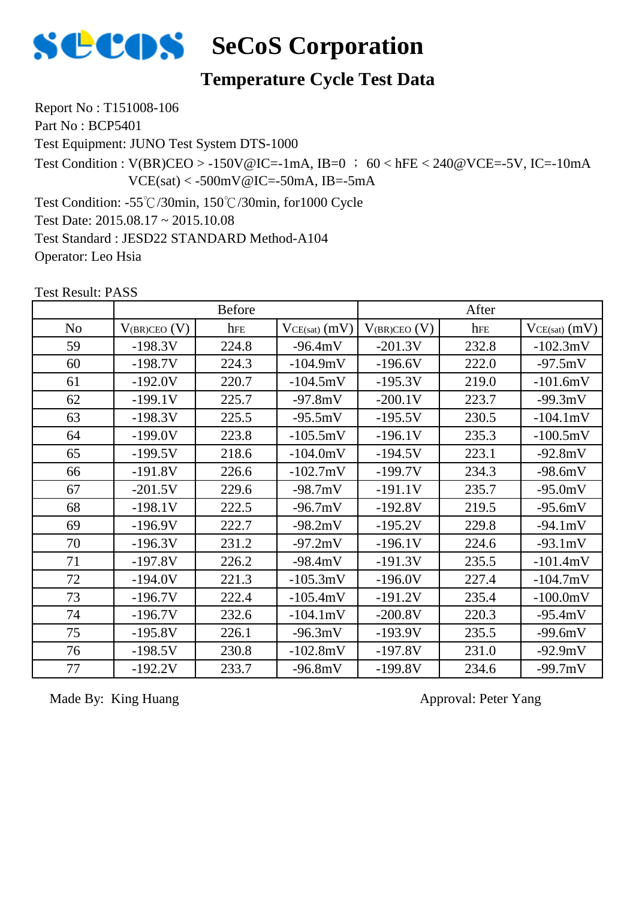# SeCoS Corporation

## Temperature Cycle Test Data

Report No : T151008-106

Part No : BCP5401

Test Equipment: JUNO Test System DTS-1000

Test Condition : V(BR)CEO > -150V@IC=-1mA, IB=0 ； 60 < hFE < 240@VCE=-5V, IC=-10mA
VCE(sat) < -500mV@IC=-50mA, IB=-5mA

Test Condition: -55℃/30min, 150℃/30min, for1000 Cycle

Test Date: 2015.08.17 ~ 2015.10.08

Test Standard : JESD22 STANDARD Method-A104

Operator: Leo Hsia

Test Result: PASS

| | Before | | | After | | |
|---|---|---|---|---|---|---|
| No | $V_{(BR)CEO}$ (V) | $h_{FE}$ | $V_{CE(sat)}$ (mV) | $V_{(BR)CEO}$ (V) | $h_{FE}$ | $V_{CE(sat)}$ (mV) |
| 59 | -198.3V | 224.8 | -96.4mV | -201.3V | 232.8 | -102.3mV |
| 60 | -198.7V | 224.3 | -104.9mV | -196.6V | 222.0 | -97.5mV |
| 61 | -192.0V | 220.7 | -104.5mV | -195.3V | 219.0 | -101.6mV |
| 62 | -199.1V | 225.7 | -97.8mV | -200.1V | 223.7 | -99.3mV |
| 63 | -198.3V | 225.5 | -95.5mV | -195.5V | 230.5 | -104.1mV |
| 64 | -199.0V | 223.8 | -105.5mV | -196.1V | 235.3 | -100.5mV |
| 65 | -199.5V | 218.6 | -104.0mV | -194.5V | 223.1 | -92.8mV |
| 66 | -191.8V | 226.6 | -102.7mV | -199.7V | 234.3 | -98.6mV |
| 67 | -201.5V | 229.6 | -98.7mV | -191.1V | 235.7 | -95.0mV |
| 68 | -198.1V | 222.5 | -96.7mV | -192.8V | 219.5 | -95.6mV |
| 69 | -196.9V | 222.7 | -98.2mV | -195.2V | 229.8 | -94.1mV |
| 70 | -196.3V | 231.2 | -97.2mV | -196.1V | 224.6 | -93.1mV |
| 71 | -197.8V | 226.2 | -98.4mV | -191.3V | 235.5 | -101.4mV |
| 72 | -194.0V | 221.3 | -105.3mV | -196.0V | 227.4 | -104.7mV |
| 73 | -196.7V | 222.4 | -105.4mV | -191.2V | 235.4 | -100.0mV |
| 74 | -196.7V | 232.6 | -104.1mV | -200.8V | 220.3 | -95.4mV |
| 75 | -195.8V | 226.1 | -96.3mV | -193.9V | 235.5 | -99.6mV |
| 76 | -198.5V | 230.8 | -102.8mV | -197.8V | 231.0 | -92.9mV |
| 77 | -192.2V | 233.7 | -96.8mV | -199.8V | 234.6 | -99.7mV |

Made By: King Huang

Approval: Peter Yang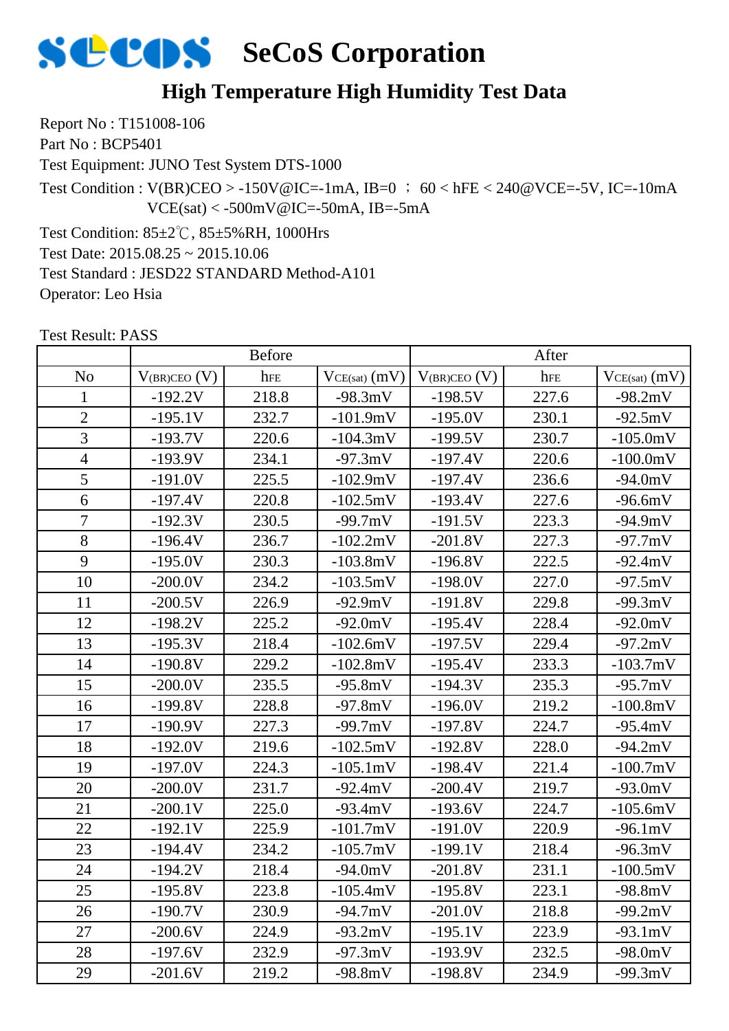# SeCoS Corporation

## High Temperature High Humidity Test Data

Report No : T151008-106

Part No : BCP5401

Test Equipment: JUNO Test System DTS-1000

Test Condition : V(BR)CEO > -150V@IC=-1mA, IB=0 ； 60 < hFE < 240@VCE=-5V, IC=-10mA
VCE(sat) < -500mV@IC=-50mA, IB=-5mA

Test Condition: 85±2℃, 85±5%RH, 1000Hrs

Test Date: 2015.08.25 ~ 2015.10.06

Test Standard : JESD22 STANDARD Method-A101

Operator: Leo Hsia

Test Result: PASS

| | Before | | | After | | |
|---|---|---|---|---|---|---|
| No | $V_{(BR)CEO}$ (V) | $h_{FE}$ | $V_{CE(sat)}$ (mV) | $V_{(BR)CEO}$ (V) | $h_{FE}$ | $V_{CE(sat)}$ (mV) |
| 1 | -192.2V | 218.8 | -98.3mV | -198.5V | 227.6 | -98.2mV |
| 2 | -195.1V | 232.7 | -101.9mV | -195.0V | 230.1 | -92.5mV |
| 3 | -193.7V | 220.6 | -104.3mV | -199.5V | 230.7 | -105.0mV |
| 4 | -193.9V | 234.1 | -97.3mV | -197.4V | 220.6 | -100.0mV |
| 5 | -191.0V | 225.5 | -102.9mV | -197.4V | 236.6 | -94.0mV |
| 6 | -197.4V | 220.8 | -102.5mV | -193.4V | 227.6 | -96.6mV |
| 7 | -192.3V | 230.5 | -99.7mV | -191.5V | 223.3 | -94.9mV |
| 8 | -196.4V | 236.7 | -102.2mV | -201.8V | 227.3 | -97.7mV |
| 9 | -195.0V | 230.3 | -103.8mV | -196.8V | 222.5 | -92.4mV |
| 10 | -200.0V | 234.2 | -103.5mV | -198.0V | 227.0 | -97.5mV |
| 11 | -200.5V | 226.9 | -92.9mV | -191.8V | 229.8 | -99.3mV |
| 12 | -198.2V | 225.2 | -92.0mV | -195.4V | 228.4 | -92.0mV |
| 13 | -195.3V | 218.4 | -102.6mV | -197.5V | 229.4 | -97.2mV |
| 14 | -190.8V | 229.2 | -102.8mV | -195.4V | 233.3 | -103.7mV |
| 15 | -200.0V | 235.5 | -95.8mV | -194.3V | 235.3 | -95.7mV |
| 16 | -199.8V | 228.8 | -97.8mV | -196.0V | 219.2 | -100.8mV |
| 17 | -190.9V | 227.3 | -99.7mV | -197.8V | 224.7 | -95.4mV |
| 18 | -192.0V | 219.6 | -102.5mV | -192.8V | 228.0 | -94.2mV |
| 19 | -197.0V | 224.3 | -105.1mV | -198.4V | 221.4 | -100.7mV |
| 20 | -200.0V | 231.7 | -92.4mV | -200.4V | 219.7 | -93.0mV |
| 21 | -200.1V | 225.0 | -93.4mV | -193.6V | 224.7 | -105.6mV |
| 22 | -192.1V | 225.9 | -101.7mV | -191.0V | 220.9 | -96.1mV |
| 23 | -194.4V | 234.2 | -105.7mV | -199.1V | 218.4 | -96.3mV |
| 24 | -194.2V | 218.4 | -94.0mV | -201.8V | 231.1 | -100.5mV |
| 25 | -195.8V | 223.8 | -105.4mV | -195.8V | 223.1 | -98.8mV |
| 26 | -190.7V | 230.9 | -94.7mV | -201.0V | 218.8 | -99.2mV |
| 27 | -200.6V | 224.9 | -93.2mV | -195.1V | 223.9 | -93.1mV |
| 28 | -197.6V | 232.9 | -97.3mV | -193.9V | 232.5 | -98.0mV |
| 29 | -201.6V | 219.2 | -98.8mV | -198.8V | 234.9 | -99.3mV |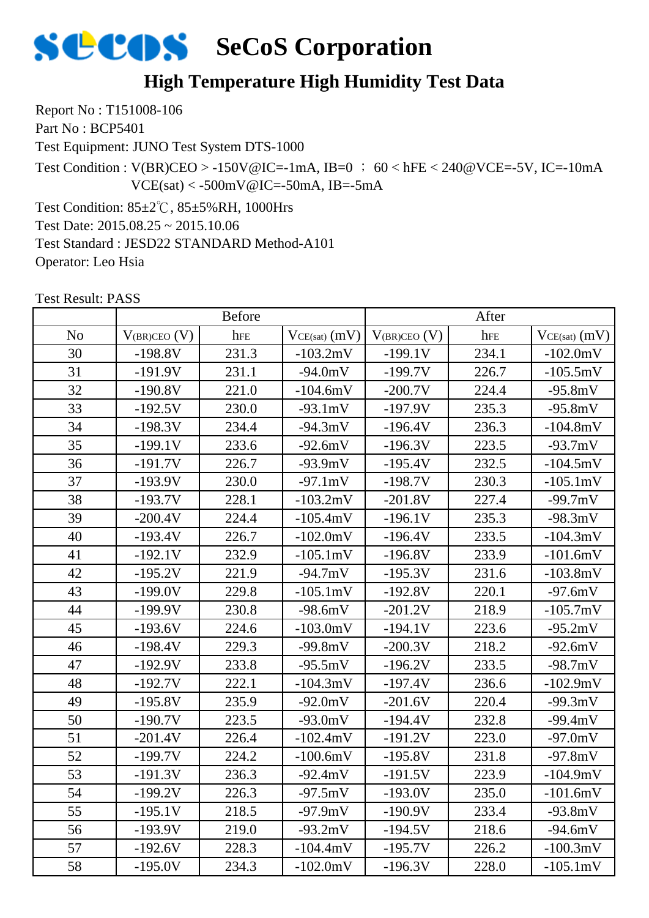# SeCoS Corporation

## High Temperature High Humidity Test Data

Report No : T151008-106

Part No : BCP5401

Test Equipment: JUNO Test System DTS-1000

Test Condition : V(BR)CEO > -150V@IC=-1mA, IB=0 ； 60 < hFE < 240@VCE=-5V, IC=-10mA
VCE(sat) < -500mV@IC=-50mA, IB=-5mA

Test Condition: 85±2℃, 85±5%RH, 1000Hrs

Test Date: 2015.08.25 ~ 2015.10.06

Test Standard : JESD22 STANDARD Method-A101

Operator: Leo Hsia

Test Result: PASS

| | Before | | | After | | |
|---|---|---|---|---|---|---|
| No | $V_{(BR)CEO}$ (V) | $h_{FE}$ | $V_{CE(sat)}$ (mV) | $V_{(BR)CEO}$ (V) | $h_{FE}$ | $V_{CE(sat)}$ (mV) |
| 30 | -198.8V | 231.3 | -103.2mV | -199.1V | 234.1 | -102.0mV |
| 31 | -191.9V | 231.1 | -94.0mV | -199.7V | 226.7 | -105.5mV |
| 32 | -190.8V | 221.0 | -104.6mV | -200.7V | 224.4 | -95.8mV |
| 33 | -192.5V | 230.0 | -93.1mV | -197.9V | 235.3 | -95.8mV |
| 34 | -198.3V | 234.4 | -94.3mV | -196.4V | 236.3 | -104.8mV |
| 35 | -199.1V | 233.6 | -92.6mV | -196.3V | 223.5 | -93.7mV |
| 36 | -191.7V | 226.7 | -93.9mV | -195.4V | 232.5 | -104.5mV |
| 37 | -193.9V | 230.0 | -97.1mV | -198.7V | 230.3 | -105.1mV |
| 38 | -193.7V | 228.1 | -103.2mV | -201.8V | 227.4 | -99.7mV |
| 39 | -200.4V | 224.4 | -105.4mV | -196.1V | 235.3 | -98.3mV |
| 40 | -193.4V | 226.7 | -102.0mV | -196.4V | 233.5 | -104.3mV |
| 41 | -192.1V | 232.9 | -105.1mV | -196.8V | 233.9 | -101.6mV |
| 42 | -195.2V | 221.9 | -94.7mV | -195.3V | 231.6 | -103.8mV |
| 43 | -199.0V | 229.8 | -105.1mV | -192.8V | 220.1 | -97.6mV |
| 44 | -199.9V | 230.8 | -98.6mV | -201.2V | 218.9 | -105.7mV |
| 45 | -193.6V | 224.6 | -103.0mV | -194.1V | 223.6 | -95.2mV |
| 46 | -198.4V | 229.3 | -99.8mV | -200.3V | 218.2 | -92.6mV |
| 47 | -192.9V | 233.8 | -95.5mV | -196.2V | 233.5 | -98.7mV |
| 48 | -192.7V | 222.1 | -104.3mV | -197.4V | 236.6 | -102.9mV |
| 49 | -195.8V | 235.9 | -92.0mV | -201.6V | 220.4 | -99.3mV |
| 50 | -190.7V | 223.5 | -93.0mV | -194.4V | 232.8 | -99.4mV |
| 51 | -201.4V | 226.4 | -102.4mV | -191.2V | 223.0 | -97.0mV |
| 52 | -199.7V | 224.2 | -100.6mV | -195.8V | 231.8 | -97.8mV |
| 53 | -191.3V | 236.3 | -92.4mV | -191.5V | 223.9 | -104.9mV |
| 54 | -199.2V | 226.3 | -97.5mV | -193.0V | 235.0 | -101.6mV |
| 55 | -195.1V | 218.5 | -97.9mV | -190.9V | 233.4 | -93.8mV |
| 56 | -193.9V | 219.0 | -93.2mV | -194.5V | 218.6 | -94.6mV |
| 57 | -192.6V | 228.3 | -104.4mV | -195.7V | 226.2 | -100.3mV |
| 58 | -195.0V | 234.3 | -102.0mV | -196.3V | 228.0 | -105.1mV |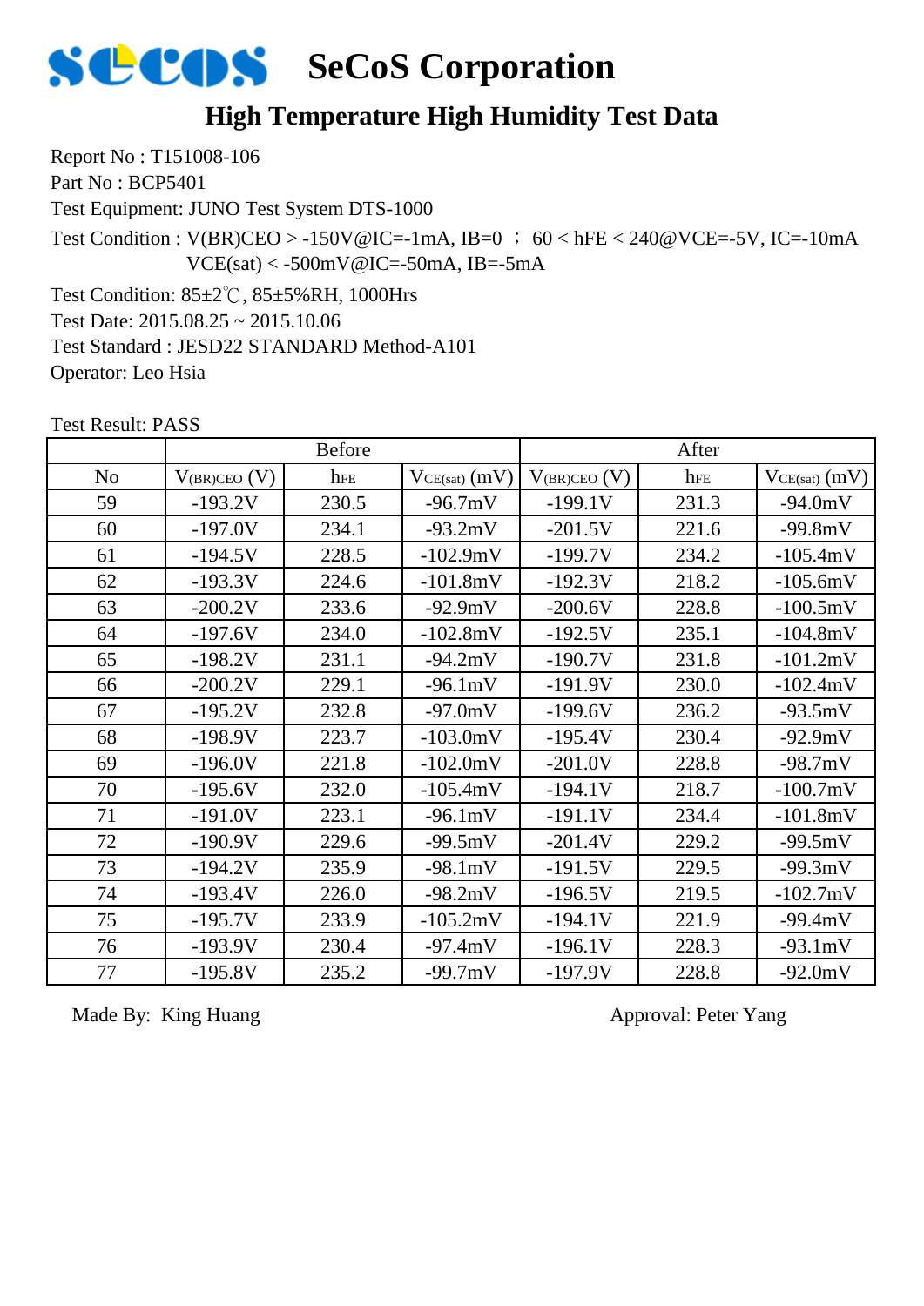# SeCoS Corporation

## High Temperature High Humidity Test Data

Report No : T151008-106
Part No : BCP5401
Test Equipment: JUNO Test System DTS-1000
Test Condition : V(BR)CEO > -150V@IC=-1mA, IB=0 ； 60 < hFE < 240@VCE=-5V, IC=-10mA
VCE(sat) < -500mV@IC=-50mA, IB=-5mA
Test Condition: 85±2℃, 85±5%RH, 1000Hrs
Test Date: 2015.08.25 ~ 2015.10.06
Test Standard : JESD22 STANDARD Method-A101
Operator: Leo Hsia

Test Result: PASS

| | Before | | | After | | |
|---|---|---|---|---|---|---|
| No | $V_{(BR)CEO}$ (V) | $h_{FE}$ | $V_{CE(sat)}$ (mV) | $V_{(BR)CEO}$ (V) | $h_{FE}$ | $V_{CE(sat)}$ (mV) |
| 59 | -193.2V | 230.5 | -96.7mV | -199.1V | 231.3 | -94.0mV |
| 60 | -197.0V | 234.1 | -93.2mV | -201.5V | 221.6 | -99.8mV |
| 61 | -194.5V | 228.5 | -102.9mV | -199.7V | 234.2 | -105.4mV |
| 62 | -193.3V | 224.6 | -101.8mV | -192.3V | 218.2 | -105.6mV |
| 63 | -200.2V | 233.6 | -92.9mV | -200.6V | 228.8 | -100.5mV |
| 64 | -197.6V | 234.0 | -102.8mV | -192.5V | 235.1 | -104.8mV |
| 65 | -198.2V | 231.1 | -94.2mV | -190.7V | 231.8 | -101.2mV |
| 66 | -200.2V | 229.1 | -96.1mV | -191.9V | 230.0 | -102.4mV |
| 67 | -195.2V | 232.8 | -97.0mV | -199.6V | 236.2 | -93.5mV |
| 68 | -198.9V | 223.7 | -103.0mV | -195.4V | 230.4 | -92.9mV |
| 69 | -196.0V | 221.8 | -102.0mV | -201.0V | 228.8 | -98.7mV |
| 70 | -195.6V | 232.0 | -105.4mV | -194.1V | 218.7 | -100.7mV |
| 71 | -191.0V | 223.1 | -96.1mV | -191.1V | 234.4 | -101.8mV |
| 72 | -190.9V | 229.6 | -99.5mV | -201.4V | 229.2 | -99.5mV |
| 73 | -194.2V | 235.9 | -98.1mV | -191.5V | 229.5 | -99.3mV |
| 74 | -193.4V | 226.0 | -98.2mV | -196.5V | 219.5 | -102.7mV |
| 75 | -195.7V | 233.9 | -105.2mV | -194.1V | 221.9 | -99.4mV |
| 76 | -193.9V | 230.4 | -97.4mV | -196.1V | 228.3 | -93.1mV |
| 77 | -195.8V | 235.2 | -99.7mV | -197.9V | 228.8 | -92.0mV |

Made By: King Huang　　　　　　　　　　　　Approval: Peter Yang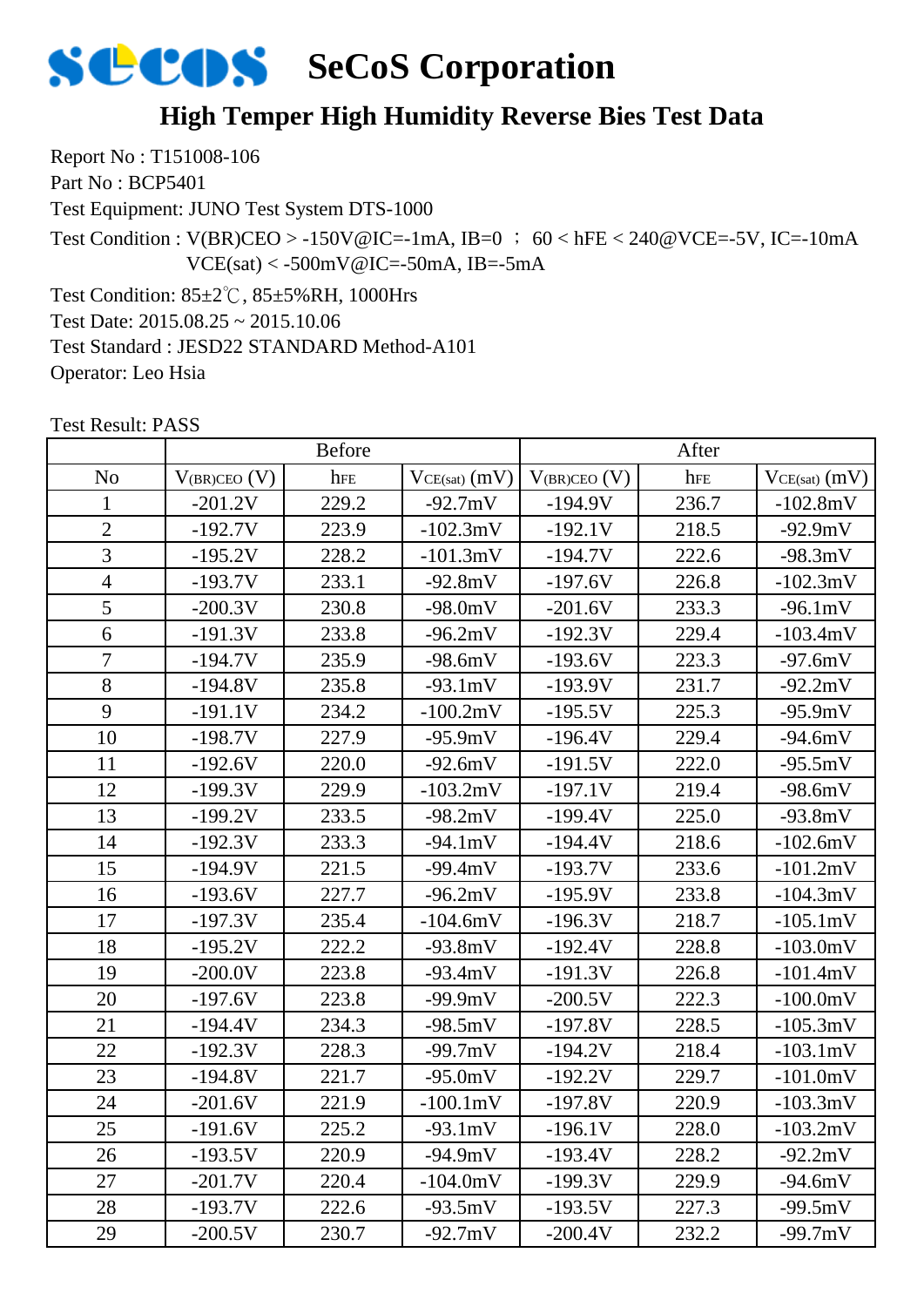# SeCoS Corporation

## High Temper High Humidity Reverse Bies Test Data

Report No : T151008-106

Part No : BCP5401

Test Equipment: JUNO Test System DTS-1000

Test Condition : V(BR)CEO > -150V@IC=-1mA, IB=0 ； 60 < hFE < 240@VCE=-5V, IC=-10mA
VCE(sat) < -500mV@IC=-50mA, IB=-5mA

Test Condition: 85±2℃, 85±5%RH, 1000Hrs

Test Date: 2015.08.25 ~ 2015.10.06

Test Standard : JESD22 STANDARD Method-A101

Operator: Leo Hsia

Test Result: PASS

| | Before | | | After | | |
|---|---|---|---|---|---|---|
| No | $V_{(BR)CEO}$ (V) | $h_{FE}$ | $V_{CE(sat)}$ (mV) | $V_{(BR)CEO}$ (V) | $h_{FE}$ | $V_{CE(sat)}$ (mV) |
| 1 | -201.2V | 229.2 | -92.7mV | -194.9V | 236.7 | -102.8mV |
| 2 | -192.7V | 223.9 | -102.3mV | -192.1V | 218.5 | -92.9mV |
| 3 | -195.2V | 228.2 | -101.3mV | -194.7V | 222.6 | -98.3mV |
| 4 | -193.7V | 233.1 | -92.8mV | -197.6V | 226.8 | -102.3mV |
| 5 | -200.3V | 230.8 | -98.0mV | -201.6V | 233.3 | -96.1mV |
| 6 | -191.3V | 233.8 | -96.2mV | -192.3V | 229.4 | -103.4mV |
| 7 | -194.7V | 235.9 | -98.6mV | -193.6V | 223.3 | -97.6mV |
| 8 | -194.8V | 235.8 | -93.1mV | -193.9V | 231.7 | -92.2mV |
| 9 | -191.1V | 234.2 | -100.2mV | -195.5V | 225.3 | -95.9mV |
| 10 | -198.7V | 227.9 | -95.9mV | -196.4V | 229.4 | -94.6mV |
| 11 | -192.6V | 220.0 | -92.6mV | -191.5V | 222.0 | -95.5mV |
| 12 | -199.3V | 229.9 | -103.2mV | -197.1V | 219.4 | -98.6mV |
| 13 | -199.2V | 233.5 | -98.2mV | -199.4V | 225.0 | -93.8mV |
| 14 | -192.3V | 233.3 | -94.1mV | -194.4V | 218.6 | -102.6mV |
| 15 | -194.9V | 221.5 | -99.4mV | -193.7V | 233.6 | -101.2mV |
| 16 | -193.6V | 227.7 | -96.2mV | -195.9V | 233.8 | -104.3mV |
| 17 | -197.3V | 235.4 | -104.6mV | -196.3V | 218.7 | -105.1mV |
| 18 | -195.2V | 222.2 | -93.8mV | -192.4V | 228.8 | -103.0mV |
| 19 | -200.0V | 223.8 | -93.4mV | -191.3V | 226.8 | -101.4mV |
| 20 | -197.6V | 223.8 | -99.9mV | -200.5V | 222.3 | -100.0mV |
| 21 | -194.4V | 234.3 | -98.5mV | -197.8V | 228.5 | -105.3mV |
| 22 | -192.3V | 228.3 | -99.7mV | -194.2V | 218.4 | -103.1mV |
| 23 | -194.8V | 221.7 | -95.0mV | -192.2V | 229.7 | -101.0mV |
| 24 | -201.6V | 221.9 | -100.1mV | -197.8V | 220.9 | -103.3mV |
| 25 | -191.6V | 225.2 | -93.1mV | -196.1V | 228.0 | -103.2mV |
| 26 | -193.5V | 220.9 | -94.9mV | -193.4V | 228.2 | -92.2mV |
| 27 | -201.7V | 220.4 | -104.0mV | -199.3V | 229.9 | -94.6mV |
| 28 | -193.7V | 222.6 | -93.5mV | -193.5V | 227.3 | -99.5mV |
| 29 | -200.5V | 230.7 | -92.7mV | -200.4V | 232.2 | -99.7mV |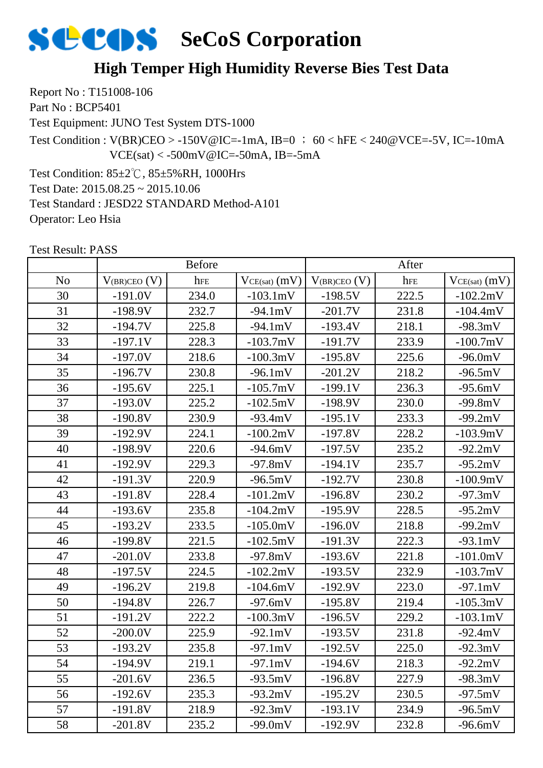# SeCoS Corporation

## High Temper High Humidity Reverse Bies Test Data

Report No : T151008-106

Part No : BCP5401

Test Equipment: JUNO Test System DTS-1000

Test Condition : V(BR)CEO > -150V@IC=-1mA, IB=0 ； 60 < hFE < 240@VCE=-5V, IC=-10mA
VCE(sat) < -500mV@IC=-50mA, IB=-5mA

Test Condition: 85±2℃, 85±5%RH, 1000Hrs

Test Date: 2015.08.25 ~ 2015.10.06

Test Standard : JESD22 STANDARD Method-A101

Operator: Leo Hsia

Test Result: PASS

| | Before | | | After | | |
|---|---|---|---|---|---|---|
| No | $V_{(BR)CEO}$ (V) | $h_{FE}$ | $V_{CE(sat)}$ (mV) | $V_{(BR)CEO}$ (V) | $h_{FE}$ | $V_{CE(sat)}$ (mV) |
| 30 | -191.0V | 234.0 | -103.1mV | -198.5V | 222.5 | -102.2mV |
| 31 | -198.9V | 232.7 | -94.1mV | -201.7V | 231.8 | -104.4mV |
| 32 | -194.7V | 225.8 | -94.1mV | -193.4V | 218.1 | -98.3mV |
| 33 | -197.1V | 228.3 | -103.7mV | -191.7V | 233.9 | -100.7mV |
| 34 | -197.0V | 218.6 | -100.3mV | -195.8V | 225.6 | -96.0mV |
| 35 | -196.7V | 230.8 | -96.1mV | -201.2V | 218.2 | -96.5mV |
| 36 | -195.6V | 225.1 | -105.7mV | -199.1V | 236.3 | -95.6mV |
| 37 | -193.0V | 225.2 | -102.5mV | -198.9V | 230.0 | -99.8mV |
| 38 | -190.8V | 230.9 | -93.4mV | -195.1V | 233.3 | -99.2mV |
| 39 | -192.9V | 224.1 | -100.2mV | -197.8V | 228.2 | -103.9mV |
| 40 | -198.9V | 220.6 | -94.6mV | -197.5V | 235.2 | -92.2mV |
| 41 | -192.9V | 229.3 | -97.8mV | -194.1V | 235.7 | -95.2mV |
| 42 | -191.3V | 220.9 | -96.5mV | -192.7V | 230.8 | -100.9mV |
| 43 | -191.8V | 228.4 | -101.2mV | -196.8V | 230.2 | -97.3mV |
| 44 | -193.6V | 235.8 | -104.2mV | -195.9V | 228.5 | -95.2mV |
| 45 | -193.2V | 233.5 | -105.0mV | -196.0V | 218.8 | -99.2mV |
| 46 | -199.8V | 221.5 | -102.5mV | -191.3V | 222.3 | -93.1mV |
| 47 | -201.0V | 233.8 | -97.8mV | -193.6V | 221.8 | -101.0mV |
| 48 | -197.5V | 224.5 | -102.2mV | -193.5V | 232.9 | -103.7mV |
| 49 | -196.2V | 219.8 | -104.6mV | -192.9V | 223.0 | -97.1mV |
| 50 | -194.8V | 226.7 | -97.6mV | -195.8V | 219.4 | -105.3mV |
| 51 | -191.2V | 222.2 | -100.3mV | -196.5V | 229.2 | -103.1mV |
| 52 | -200.0V | 225.9 | -92.1mV | -193.5V | 231.8 | -92.4mV |
| 53 | -193.2V | 235.8 | -97.1mV | -192.5V | 225.0 | -92.3mV |
| 54 | -194.9V | 219.1 | -97.1mV | -194.6V | 218.3 | -92.2mV |
| 55 | -201.6V | 236.5 | -93.5mV | -196.8V | 227.9 | -98.3mV |
| 56 | -192.6V | 235.3 | -93.2mV | -195.2V | 230.5 | -97.5mV |
| 57 | -191.8V | 218.9 | -92.3mV | -193.1V | 234.9 | -96.5mV |
| 58 | -201.8V | 235.2 | -99.0mV | -192.9V | 232.8 | -96.6mV |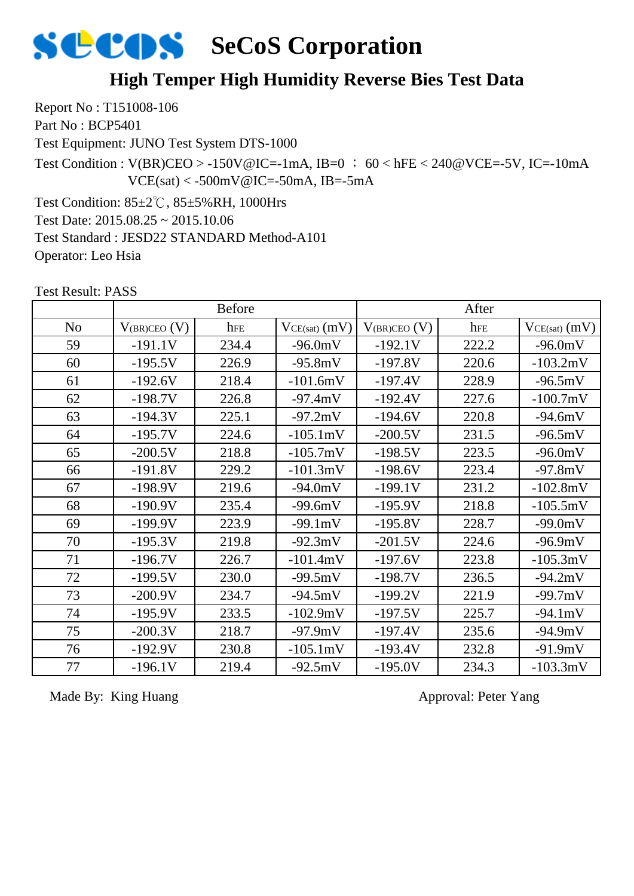# SeCoS Corporation

## High Temper High Humidity Reverse Bies Test Data

Report No : T151008-106

Part No : BCP5401

Test Equipment: JUNO Test System DTS-1000

Test Condition : V(BR)CEO > -150V@IC=-1mA, IB=0 ； 60 < hFE < 240@VCE=-5V, IC=-10mA
VCE(sat) < -500mV@IC=-50mA, IB=-5mA

Test Condition: 85±2℃, 85±5%RH, 1000Hrs

Test Date: 2015.08.25 ~ 2015.10.06

Test Standard : JESD22 STANDARD Method-A101

Operator: Leo Hsia

Test Result: PASS

| | Before | | | After | | |
|---|---|---|---|---|---|---|
| No | $V_{(BR)CEO}$ (V) | $h_{FE}$ | $V_{CE(sat)}$ (mV) | $V_{(BR)CEO}$ (V) | $h_{FE}$ | $V_{CE(sat)}$ (mV) |
| 59 | -191.1V | 234.4 | -96.0mV | -192.1V | 222.2 | -96.0mV |
| 60 | -195.5V | 226.9 | -95.8mV | -197.8V | 220.6 | -103.2mV |
| 61 | -192.6V | 218.4 | -101.6mV | -197.4V | 228.9 | -96.5mV |
| 62 | -198.7V | 226.8 | -97.4mV | -192.4V | 227.6 | -100.7mV |
| 63 | -194.3V | 225.1 | -97.2mV | -194.6V | 220.8 | -94.6mV |
| 64 | -195.7V | 224.6 | -105.1mV | -200.5V | 231.5 | -96.5mV |
| 65 | -200.5V | 218.8 | -105.7mV | -198.5V | 223.5 | -96.0mV |
| 66 | -191.8V | 229.2 | -101.3mV | -198.6V | 223.4 | -97.8mV |
| 67 | -198.9V | 219.6 | -94.0mV | -199.1V | 231.2 | -102.8mV |
| 68 | -190.9V | 235.4 | -99.6mV | -195.9V | 218.8 | -105.5mV |
| 69 | -199.9V | 223.9 | -99.1mV | -195.8V | 228.7 | -99.0mV |
| 70 | -195.3V | 219.8 | -92.3mV | -201.5V | 224.6 | -96.9mV |
| 71 | -196.7V | 226.7 | -101.4mV | -197.6V | 223.8 | -105.3mV |
| 72 | -199.5V | 230.0 | -99.5mV | -198.7V | 236.5 | -94.2mV |
| 73 | -200.9V | 234.7 | -94.5mV | -199.2V | 221.9 | -99.7mV |
| 74 | -195.9V | 233.5 | -102.9mV | -197.5V | 225.7 | -94.1mV |
| 75 | -200.3V | 218.7 | -97.9mV | -197.4V | 235.6 | -94.9mV |
| 76 | -192.9V | 230.8 | -105.1mV | -193.4V | 232.8 | -91.9mV |
| 77 | -196.1V | 219.4 | -92.5mV | -195.0V | 234.3 | -103.3mV |

Made By: King Huang

Approval: Peter Yang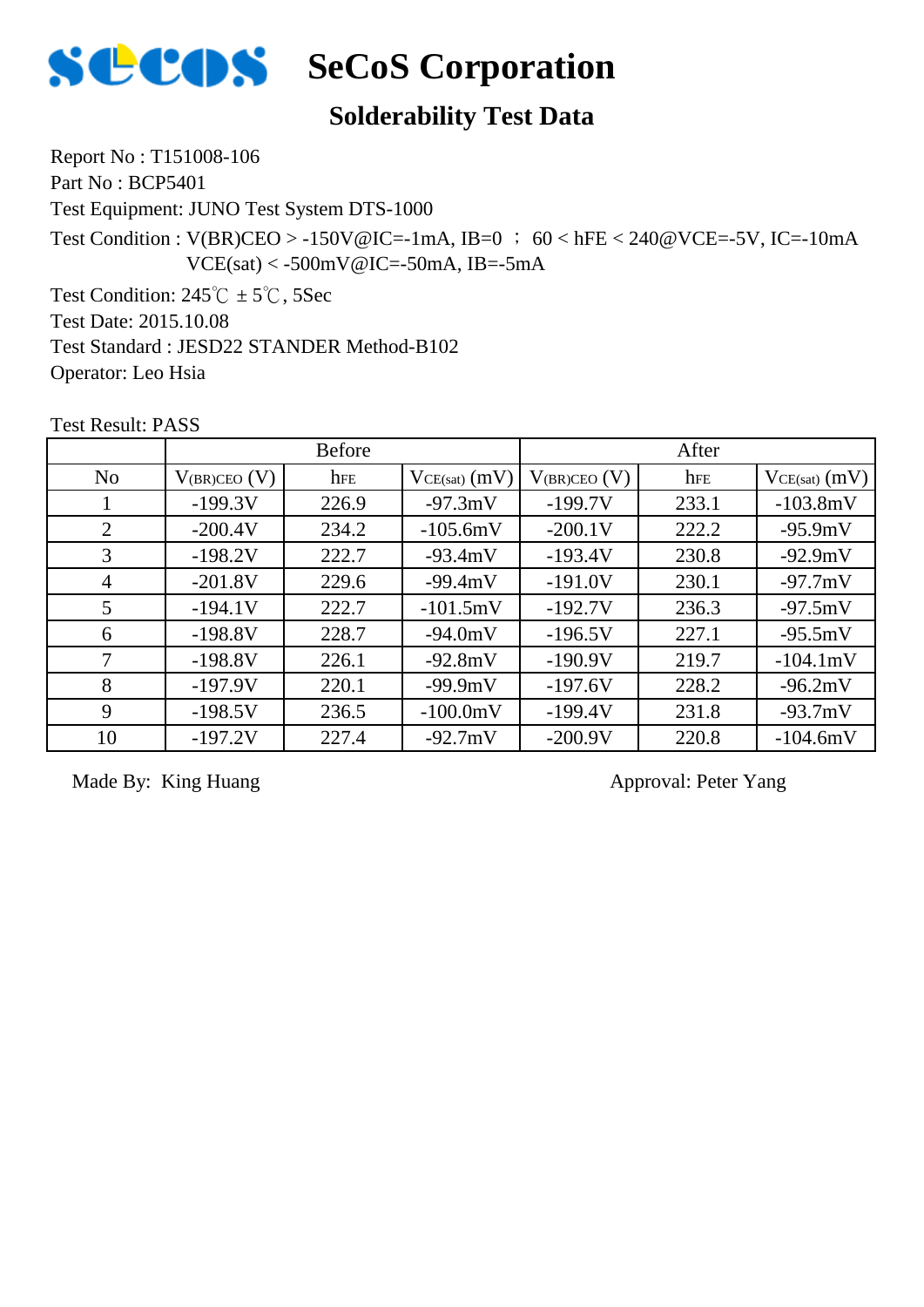# SeCoS Corporation

## Solderability Test Data

Report No : T151008-106
Part No : BCP5401
Test Equipment: JUNO Test System DTS-1000
Test Condition : V(BR)CEO > -150V@IC=-1mA, IB=0 ； 60 < hFE < 240@VCE=-5V, IC=-10mA
VCE(sat) < -500mV@IC=-50mA, IB=-5mA
Test Condition: 245℃ ± 5℃, 5Sec
Test Date: 2015.10.08
Test Standard : JESD22 STANDER Method-B102
Operator: Leo Hsia

Test Result: PASS

| | Before | | | After | | |
|---|---|---|---|---|---|---|
| No | $V_{(BR)CEO}$ (V) | $h_{FE}$ | $V_{CE(sat)}$ (mV) | $V_{(BR)CEO}$ (V) | $h_{FE}$ | $V_{CE(sat)}$ (mV) |
| 1 | -199.3V | 226.9 | -97.3mV | -199.7V | 233.1 | -103.8mV |
| 2 | -200.4V | 234.2 | -105.6mV | -200.1V | 222.2 | -95.9mV |
| 3 | -198.2V | 222.7 | -93.4mV | -193.4V | 230.8 | -92.9mV |
| 4 | -201.8V | 229.6 | -99.4mV | -191.0V | 230.1 | -97.7mV |
| 5 | -194.1V | 222.7 | -101.5mV | -192.7V | 236.3 | -97.5mV |
| 6 | -198.8V | 228.7 | -94.0mV | -196.5V | 227.1 | -95.5mV |
| 7 | -198.8V | 226.1 | -92.8mV | -190.9V | 219.7 | -104.1mV |
| 8 | -197.9V | 220.1 | -99.9mV | -197.6V | 228.2 | -96.2mV |
| 9 | -198.5V | 236.5 | -100.0mV | -199.4V | 231.8 | -93.7mV |
| 10 | -197.2V | 227.4 | -92.7mV | -200.9V | 220.8 | -104.6mV |

Made By: King Huang

Approval: Peter Yang